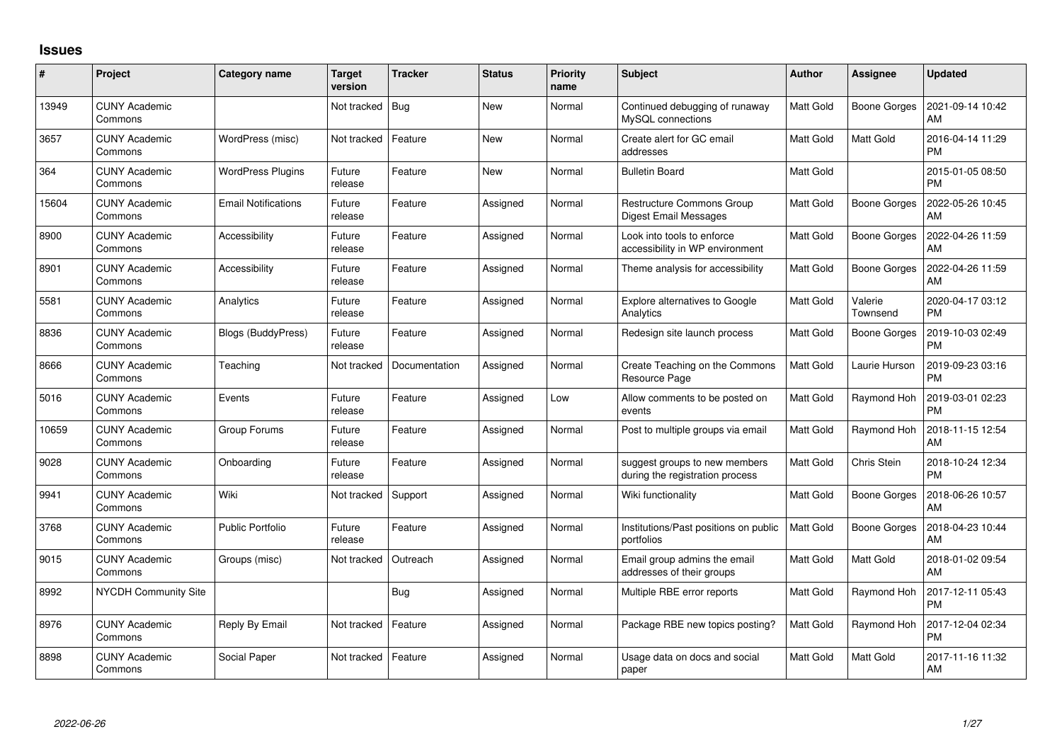## Issues

| # | Project | Category name | Target version | Tracker | Status | Priority name | Subject | Author | Assignee | Updated |
|---|---|---|---|---|---|---|---|---|---|---|
| 13949 | CUNY Academic Commons | | Not tracked | Bug | New | Normal | Continued debugging of runaway MySQL connections | Matt Gold | Boone Gorges | 2021-09-14 10:42 AM |
| 3657 | CUNY Academic Commons | WordPress (misc) | Not tracked | Feature | New | Normal | Create alert for GC email addresses | Matt Gold | Matt Gold | 2016-04-14 11:29 PM |
| 364 | CUNY Academic Commons | WordPress Plugins | Future release | Feature | New | Normal | Bulletin Board | Matt Gold | | 2015-01-05 08:50 PM |
| 15604 | CUNY Academic Commons | Email Notifications | Future release | Feature | Assigned | Normal | Restructure Commons Group Digest Email Messages | Matt Gold | Boone Gorges | 2022-05-26 10:45 AM |
| 8900 | CUNY Academic Commons | Accessibility | Future release | Feature | Assigned | Normal | Look into tools to enforce accessibility in WP environment | Matt Gold | Boone Gorges | 2022-04-26 11:59 AM |
| 8901 | CUNY Academic Commons | Accessibility | Future release | Feature | Assigned | Normal | Theme analysis for accessibility | Matt Gold | Boone Gorges | 2022-04-26 11:59 AM |
| 5581 | CUNY Academic Commons | Analytics | Future release | Feature | Assigned | Normal | Explore alternatives to Google Analytics | Matt Gold | Valerie Townsend | 2020-04-17 03:12 PM |
| 8836 | CUNY Academic Commons | Blogs (BuddyPress) | Future release | Feature | Assigned | Normal | Redesign site launch process | Matt Gold | Boone Gorges | 2019-10-03 02:49 PM |
| 8666 | CUNY Academic Commons | Teaching | Not tracked | Documentation | Assigned | Normal | Create Teaching on the Commons Resource Page | Matt Gold | Laurie Hurson | 2019-09-23 03:16 PM |
| 5016 | CUNY Academic Commons | Events | Future release | Feature | Assigned | Low | Allow comments to be posted on events | Matt Gold | Raymond Hoh | 2019-03-01 02:23 PM |
| 10659 | CUNY Academic Commons | Group Forums | Future release | Feature | Assigned | Normal | Post to multiple groups via email | Matt Gold | Raymond Hoh | 2018-11-15 12:54 AM |
| 9028 | CUNY Academic Commons | Onboarding | Future release | Feature | Assigned | Normal | suggest groups to new members during the registration process | Matt Gold | Chris Stein | 2018-10-24 12:34 PM |
| 9941 | CUNY Academic Commons | Wiki | Not tracked | Support | Assigned | Normal | Wiki functionality | Matt Gold | Boone Gorges | 2018-06-26 10:57 AM |
| 3768 | CUNY Academic Commons | Public Portfolio | Future release | Feature | Assigned | Normal | Institutions/Past positions on public portfolios | Matt Gold | Boone Gorges | 2018-04-23 10:44 AM |
| 9015 | CUNY Academic Commons | Groups (misc) | Not tracked | Outreach | Assigned | Normal | Email group admins the email addresses of their groups | Matt Gold | Matt Gold | 2018-01-02 09:54 AM |
| 8992 | NYCDH Community Site | | | Bug | Assigned | Normal | Multiple RBE error reports | Matt Gold | Raymond Hoh | 2017-12-11 05:43 PM |
| 8976 | CUNY Academic Commons | Reply By Email | Not tracked | Feature | Assigned | Normal | Package RBE new topics posting? | Matt Gold | Raymond Hoh | 2017-12-04 02:34 PM |
| 8898 | CUNY Academic Commons | Social Paper | Not tracked | Feature | Assigned | Normal | Usage data on docs and social paper | Matt Gold | Matt Gold | 2017-11-16 11:32 AM |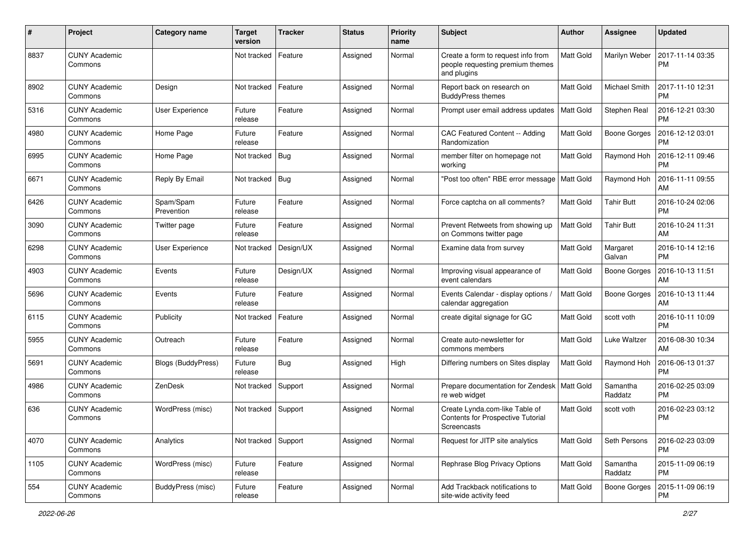| # | Project | Category name | Target version | Tracker | Status | Priority name | Subject | Author | Assignee | Updated |
|---|---|---|---|---|---|---|---|---|---|---|
| 8837 | CUNY Academic Commons | | Not tracked | Feature | Assigned | Normal | Create a form to request info from people requesting premium themes and plugins | Matt Gold | Marilyn Weber | 2017-11-14 03:35 PM |
| 8902 | CUNY Academic Commons | Design | Not tracked | Feature | Assigned | Normal | Report back on research on BuddyPress themes | Matt Gold | Michael Smith | 2017-11-10 12:31 PM |
| 5316 | CUNY Academic Commons | User Experience | Future release | Feature | Assigned | Normal | Prompt user email address updates | Matt Gold | Stephen Real | 2016-12-21 03:30 PM |
| 4980 | CUNY Academic Commons | Home Page | Future release | Feature | Assigned | Normal | CAC Featured Content -- Adding Randomization | Matt Gold | Boone Gorges | 2016-12-12 03:01 PM |
| 6995 | CUNY Academic Commons | Home Page | Not tracked | Bug | Assigned | Normal | member filter on homepage not working | Matt Gold | Raymond Hoh | 2016-12-11 09:46 PM |
| 6671 | CUNY Academic Commons | Reply By Email | Not tracked | Bug | Assigned | Normal | "Post too often" RBE error message | Matt Gold | Raymond Hoh | 2016-11-11 09:55 AM |
| 6426 | CUNY Academic Commons | Spam/Spam Prevention | Future release | Feature | Assigned | Normal | Force captcha on all comments? | Matt Gold | Tahir Butt | 2016-10-24 02:06 PM |
| 3090 | CUNY Academic Commons | Twitter page | Future release | Feature | Assigned | Normal | Prevent Retweets from showing up on Commons twitter page | Matt Gold | Tahir Butt | 2016-10-24 11:31 AM |
| 6298 | CUNY Academic Commons | User Experience | Not tracked | Design/UX | Assigned | Normal | Examine data from survey | Matt Gold | Margaret Galvan | 2016-10-14 12:16 PM |
| 4903 | CUNY Academic Commons | Events | Future release | Design/UX | Assigned | Normal | Improving visual appearance of event calendars | Matt Gold | Boone Gorges | 2016-10-13 11:51 AM |
| 5696 | CUNY Academic Commons | Events | Future release | Feature | Assigned | Normal | Events Calendar - display options / calendar aggregation | Matt Gold | Boone Gorges | 2016-10-13 11:44 AM |
| 6115 | CUNY Academic Commons | Publicity | Not tracked | Feature | Assigned | Normal | create digital signage for GC | Matt Gold | scott voth | 2016-10-11 10:09 PM |
| 5955 | CUNY Academic Commons | Outreach | Future release | Feature | Assigned | Normal | Create auto-newsletter for commons members | Matt Gold | Luke Waltzer | 2016-08-30 10:34 AM |
| 5691 | CUNY Academic Commons | Blogs (BuddyPress) | Future release | Bug | Assigned | High | Differing numbers on Sites display | Matt Gold | Raymond Hoh | 2016-06-13 01:37 PM |
| 4986 | CUNY Academic Commons | ZenDesk | Not tracked | Support | Assigned | Normal | Prepare documentation for Zendesk re web widget | Matt Gold | Samantha Raddatz | 2016-02-25 03:09 PM |
| 636 | CUNY Academic Commons | WordPress (misc) | Not tracked | Support | Assigned | Normal | Create Lynda.com-like Table of Contents for Prospective Tutorial Screencasts | Matt Gold | scott voth | 2016-02-23 03:12 PM |
| 4070 | CUNY Academic Commons | Analytics | Not tracked | Support | Assigned | Normal | Request for JITP site analytics | Matt Gold | Seth Persons | 2016-02-23 03:09 PM |
| 1105 | CUNY Academic Commons | WordPress (misc) | Future release | Feature | Assigned | Normal | Rephrase Blog Privacy Options | Matt Gold | Samantha Raddatz | 2015-11-09 06:19 PM |
| 554 | CUNY Academic Commons | BuddyPress (misc) | Future release | Feature | Assigned | Normal | Add Trackback notifications to site-wide activity feed | Matt Gold | Boone Gorges | 2015-11-09 06:19 PM |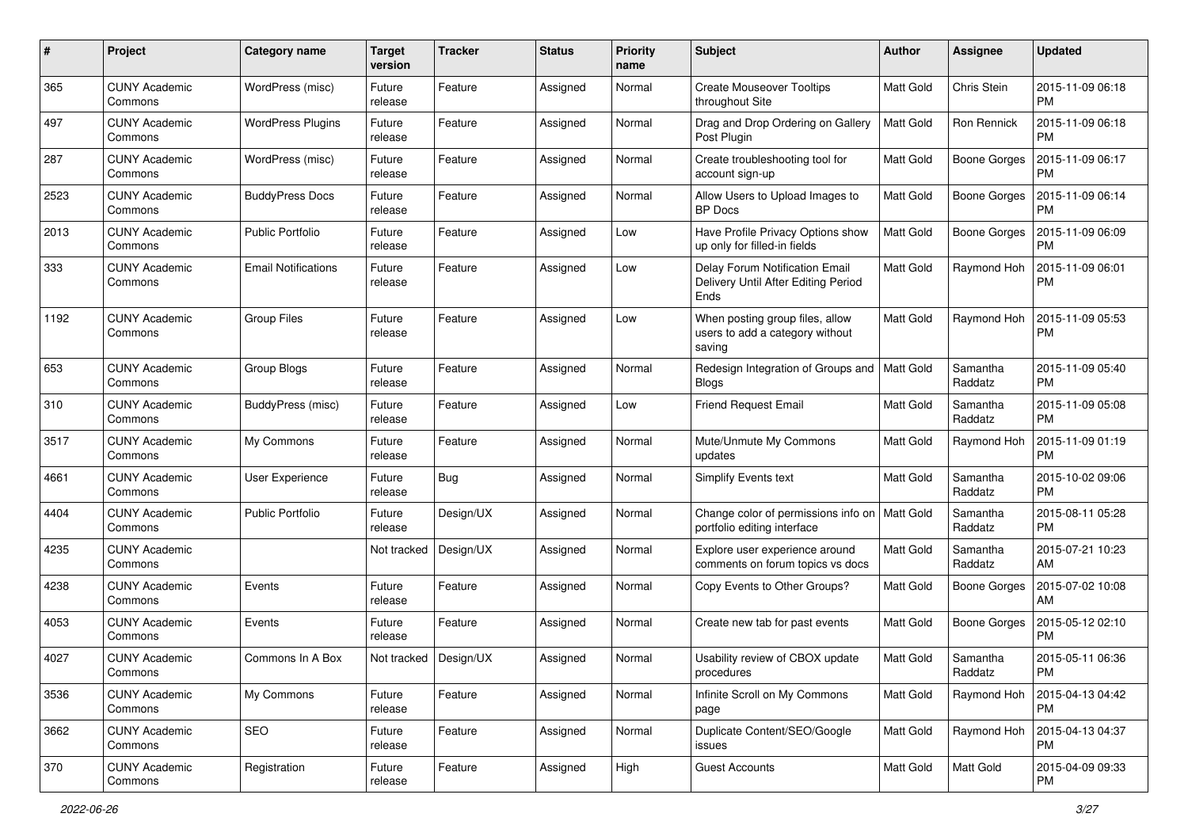| # | Project | Category name | Target version | Tracker | Status | Priority name | Subject | Author | Assignee | Updated |
|---|---|---|---|---|---|---|---|---|---|---|
| 365 | CUNY Academic Commons | WordPress (misc) | Future release | Feature | Assigned | Normal | Create Mouseover Tooltips throughout Site | Matt Gold | Chris Stein | 2015-11-09 06:18 PM |
| 497 | CUNY Academic Commons | WordPress Plugins | Future release | Feature | Assigned | Normal | Drag and Drop Ordering on Gallery Post Plugin | Matt Gold | Ron Rennick | 2015-11-09 06:18 PM |
| 287 | CUNY Academic Commons | WordPress (misc) | Future release | Feature | Assigned | Normal | Create troubleshooting tool for account sign-up | Matt Gold | Boone Gorges | 2015-11-09 06:17 PM |
| 2523 | CUNY Academic Commons | BuddyPress Docs | Future release | Feature | Assigned | Normal | Allow Users to Upload Images to BP Docs | Matt Gold | Boone Gorges | 2015-11-09 06:14 PM |
| 2013 | CUNY Academic Commons | Public Portfolio | Future release | Feature | Assigned | Low | Have Profile Privacy Options show up only for filled-in fields | Matt Gold | Boone Gorges | 2015-11-09 06:09 PM |
| 333 | CUNY Academic Commons | Email Notifications | Future release | Feature | Assigned | Low | Delay Forum Notification Email Delivery Until After Editing Period Ends | Matt Gold | Raymond Hoh | 2015-11-09 06:01 PM |
| 1192 | CUNY Academic Commons | Group Files | Future release | Feature | Assigned | Low | When posting group files, allow users to add a category without saving | Matt Gold | Raymond Hoh | 2015-11-09 05:53 PM |
| 653 | CUNY Academic Commons | Group Blogs | Future release | Feature | Assigned | Normal | Redesign Integration of Groups and Blogs | Matt Gold | Samantha Raddatz | 2015-11-09 05:40 PM |
| 310 | CUNY Academic Commons | BuddyPress (misc) | Future release | Feature | Assigned | Low | Friend Request Email | Matt Gold | Samantha Raddatz | 2015-11-09 05:08 PM |
| 3517 | CUNY Academic Commons | My Commons | Future release | Feature | Assigned | Normal | Mute/Unmute My Commons updates | Matt Gold | Raymond Hoh | 2015-11-09 01:19 PM |
| 4661 | CUNY Academic Commons | User Experience | Future release | Bug | Assigned | Normal | Simplify Events text | Matt Gold | Samantha Raddatz | 2015-10-02 09:06 PM |
| 4404 | CUNY Academic Commons | Public Portfolio | Future release | Design/UX | Assigned | Normal | Change color of permissions info on portfolio editing interface | Matt Gold | Samantha Raddatz | 2015-08-11 05:28 PM |
| 4235 | CUNY Academic Commons | | Not tracked | Design/UX | Assigned | Normal | Explore user experience around comments on forum topics vs docs | Matt Gold | Samantha Raddatz | 2015-07-21 10:23 AM |
| 4238 | CUNY Academic Commons | Events | Future release | Feature | Assigned | Normal | Copy Events to Other Groups? | Matt Gold | Boone Gorges | 2015-07-02 10:08 AM |
| 4053 | CUNY Academic Commons | Events | Future release | Feature | Assigned | Normal | Create new tab for past events | Matt Gold | Boone Gorges | 2015-05-12 02:10 PM |
| 4027 | CUNY Academic Commons | Commons In A Box | Not tracked | Design/UX | Assigned | Normal | Usability review of CBOX update procedures | Matt Gold | Samantha Raddatz | 2015-05-11 06:36 PM |
| 3536 | CUNY Academic Commons | My Commons | Future release | Feature | Assigned | Normal | Infinite Scroll on My Commons page | Matt Gold | Raymond Hoh | 2015-04-13 04:42 PM |
| 3662 | CUNY Academic Commons | SEO | Future release | Feature | Assigned | Normal | Duplicate Content/SEO/Google issues | Matt Gold | Raymond Hoh | 2015-04-13 04:37 PM |
| 370 | CUNY Academic Commons | Registration | Future release | Feature | Assigned | High | Guest Accounts | Matt Gold | Matt Gold | 2015-04-09 09:33 PM |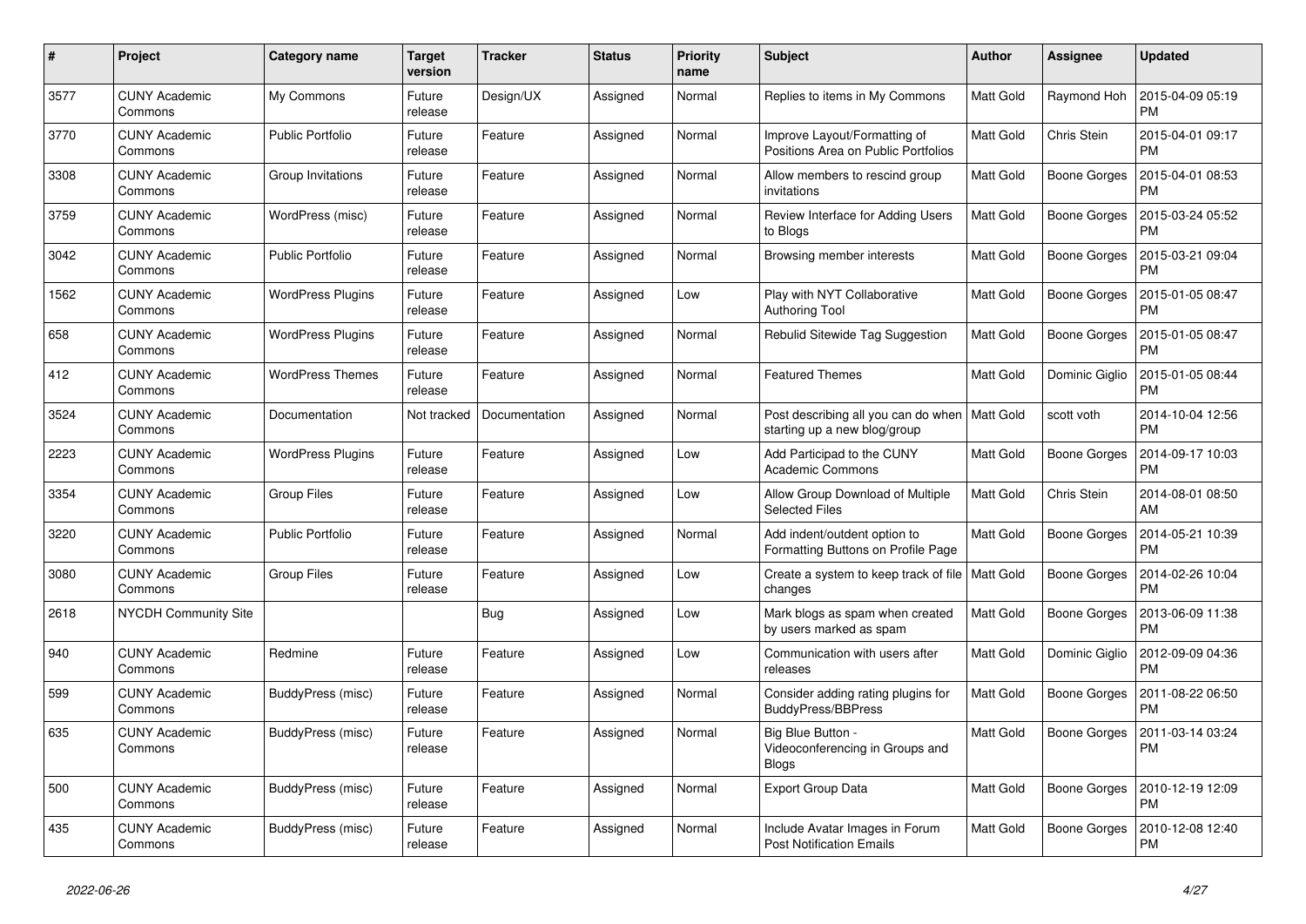| # | Project | Category name | Target version | Tracker | Status | Priority name | Subject | Author | Assignee | Updated |
|---|---|---|---|---|---|---|---|---|---|---|
| 3577 | CUNY Academic Commons | My Commons | Future release | Design/UX | Assigned | Normal | Replies to items in My Commons | Matt Gold | Raymond Hoh | 2015-04-09 05:19 PM |
| 3770 | CUNY Academic Commons | Public Portfolio | Future release | Feature | Assigned | Normal | Improve Layout/Formatting of Positions Area on Public Portfolios | Matt Gold | Chris Stein | 2015-04-01 09:17 PM |
| 3308 | CUNY Academic Commons | Group Invitations | Future release | Feature | Assigned | Normal | Allow members to rescind group invitations | Matt Gold | Boone Gorges | 2015-04-01 08:53 PM |
| 3759 | CUNY Academic Commons | WordPress (misc) | Future release | Feature | Assigned | Normal | Review Interface for Adding Users to Blogs | Matt Gold | Boone Gorges | 2015-03-24 05:52 PM |
| 3042 | CUNY Academic Commons | Public Portfolio | Future release | Feature | Assigned | Normal | Browsing member interests | Matt Gold | Boone Gorges | 2015-03-21 09:04 PM |
| 1562 | CUNY Academic Commons | WordPress Plugins | Future release | Feature | Assigned | Low | Play with NYT Collaborative Authoring Tool | Matt Gold | Boone Gorges | 2015-01-05 08:47 PM |
| 658 | CUNY Academic Commons | WordPress Plugins | Future release | Feature | Assigned | Normal | Rebulid Sitewide Tag Suggestion | Matt Gold | Boone Gorges | 2015-01-05 08:47 PM |
| 412 | CUNY Academic Commons | WordPress Themes | Future release | Feature | Assigned | Normal | Featured Themes | Matt Gold | Dominic Giglio | 2015-01-05 08:44 PM |
| 3524 | CUNY Academic Commons | Documentation | Not tracked | Documentation | Assigned | Normal | Post describing all you can do when starting up a new blog/group | Matt Gold | scott voth | 2014-10-04 12:56 PM |
| 2223 | CUNY Academic Commons | WordPress Plugins | Future release | Feature | Assigned | Low | Add Participad to the CUNY Academic Commons | Matt Gold | Boone Gorges | 2014-09-17 10:03 PM |
| 3354 | CUNY Academic Commons | Group Files | Future release | Feature | Assigned | Low | Allow Group Download of Multiple Selected Files | Matt Gold | Chris Stein | 2014-08-01 08:50 AM |
| 3220 | CUNY Academic Commons | Public Portfolio | Future release | Feature | Assigned | Normal | Add indent/outdent option to Formatting Buttons on Profile Page | Matt Gold | Boone Gorges | 2014-05-21 10:39 PM |
| 3080 | CUNY Academic Commons | Group Files | Future release | Feature | Assigned | Low | Create a system to keep track of file changes | Matt Gold | Boone Gorges | 2014-02-26 10:04 PM |
| 2618 | NYCDH Community Site | | | Bug | Assigned | Low | Mark blogs as spam when created by users marked as spam | Matt Gold | Boone Gorges | 2013-06-09 11:38 PM |
| 940 | CUNY Academic Commons | Redmine | Future release | Feature | Assigned | Low | Communication with users after releases | Matt Gold | Dominic Giglio | 2012-09-09 04:36 PM |
| 599 | CUNY Academic Commons | BuddyPress (misc) | Future release | Feature | Assigned | Normal | Consider adding rating plugins for BuddyPress/BBPress | Matt Gold | Boone Gorges | 2011-08-22 06:50 PM |
| 635 | CUNY Academic Commons | BuddyPress (misc) | Future release | Feature | Assigned | Normal | Big Blue Button - Videoconferencing in Groups and Blogs | Matt Gold | Boone Gorges | 2011-03-14 03:24 PM |
| 500 | CUNY Academic Commons | BuddyPress (misc) | Future release | Feature | Assigned | Normal | Export Group Data | Matt Gold | Boone Gorges | 2010-12-19 12:09 PM |
| 435 | CUNY Academic Commons | BuddyPress (misc) | Future release | Feature | Assigned | Normal | Include Avatar Images in Forum Post Notification Emails | Matt Gold | Boone Gorges | 2010-12-08 12:40 PM |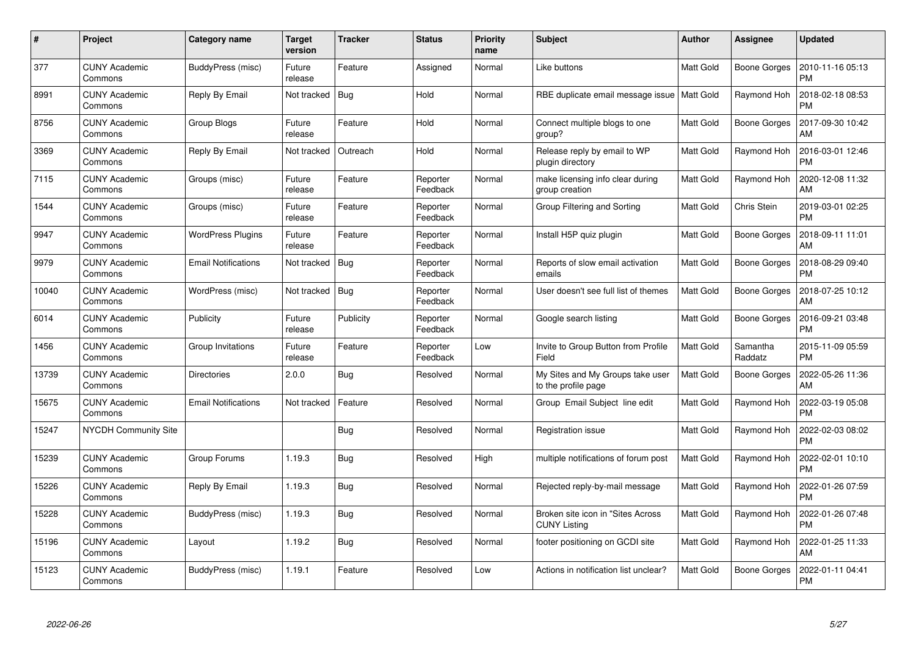| # | Project | Category name | Target version | Tracker | Status | Priority name | Subject | Author | Assignee | Updated |
|---|---|---|---|---|---|---|---|---|---|---|
| 377 | CUNY Academic Commons | BuddyPress (misc) | Future release | Feature | Assigned | Normal | Like buttons | Matt Gold | Boone Gorges | 2010-11-16 05:13 PM |
| 8991 | CUNY Academic Commons | Reply By Email | Not tracked | Bug | Hold | Normal | RBE duplicate email message issue | Matt Gold | Raymond Hoh | 2018-02-18 08:53 PM |
| 8756 | CUNY Academic Commons | Group Blogs | Future release | Feature | Hold | Normal | Connect multiple blogs to one group? | Matt Gold | Boone Gorges | 2017-09-30 10:42 AM |
| 3369 | CUNY Academic Commons | Reply By Email | Not tracked | Outreach | Hold | Normal | Release reply by email to WP plugin directory | Matt Gold | Raymond Hoh | 2016-03-01 12:46 PM |
| 7115 | CUNY Academic Commons | Groups (misc) | Future release | Feature | Reporter Feedback | Normal | make licensing info clear during group creation | Matt Gold | Raymond Hoh | 2020-12-08 11:32 AM |
| 1544 | CUNY Academic Commons | Groups (misc) | Future release | Feature | Reporter Feedback | Normal | Group Filtering and Sorting | Matt Gold | Chris Stein | 2019-03-01 02:25 PM |
| 9947 | CUNY Academic Commons | WordPress Plugins | Future release | Feature | Reporter Feedback | Normal | Install H5P quiz plugin | Matt Gold | Boone Gorges | 2018-09-11 11:01 AM |
| 9979 | CUNY Academic Commons | Email Notifications | Not tracked | Bug | Reporter Feedback | Normal | Reports of slow email activation emails | Matt Gold | Boone Gorges | 2018-08-29 09:40 PM |
| 10040 | CUNY Academic Commons | WordPress (misc) | Not tracked | Bug | Reporter Feedback | Normal | User doesn't see full list of themes | Matt Gold | Boone Gorges | 2018-07-25 10:12 AM |
| 6014 | CUNY Academic Commons | Publicity | Future release | Publicity | Reporter Feedback | Normal | Google search listing | Matt Gold | Boone Gorges | 2016-09-21 03:48 PM |
| 1456 | CUNY Academic Commons | Group Invitations | Future release | Feature | Reporter Feedback | Low | Invite to Group Button from Profile Field | Matt Gold | Samantha Raddatz | 2015-11-09 05:59 PM |
| 13739 | CUNY Academic Commons | Directories | 2.0.0 | Bug | Resolved | Normal | My Sites and My Groups take user to the profile page | Matt Gold | Boone Gorges | 2022-05-26 11:36 AM |
| 15675 | CUNY Academic Commons | Email Notifications | Not tracked | Feature | Resolved | Normal | Group Email Subject line edit | Matt Gold | Raymond Hoh | 2022-03-19 05:08 PM |
| 15247 | NYCDH Community Site | | | Bug | Resolved | Normal | Registration issue | Matt Gold | Raymond Hoh | 2022-02-03 08:02 PM |
| 15239 | CUNY Academic Commons | Group Forums | 1.19.3 | Bug | Resolved | High | multiple notifications of forum post | Matt Gold | Raymond Hoh | 2022-02-01 10:10 PM |
| 15226 | CUNY Academic Commons | Reply By Email | 1.19.3 | Bug | Resolved | Normal | Rejected reply-by-mail message | Matt Gold | Raymond Hoh | 2022-01-26 07:59 PM |
| 15228 | CUNY Academic Commons | BuddyPress (misc) | 1.19.3 | Bug | Resolved | Normal | Broken site icon in "Sites Across CUNY Listing | Matt Gold | Raymond Hoh | 2022-01-26 07:48 PM |
| 15196 | CUNY Academic Commons | Layout | 1.19.2 | Bug | Resolved | Normal | footer positioning on GCDI site | Matt Gold | Raymond Hoh | 2022-01-25 11:33 AM |
| 15123 | CUNY Academic Commons | BuddyPress (misc) | 1.19.1 | Feature | Resolved | Low | Actions in notification list unclear? | Matt Gold | Boone Gorges | 2022-01-11 04:41 PM |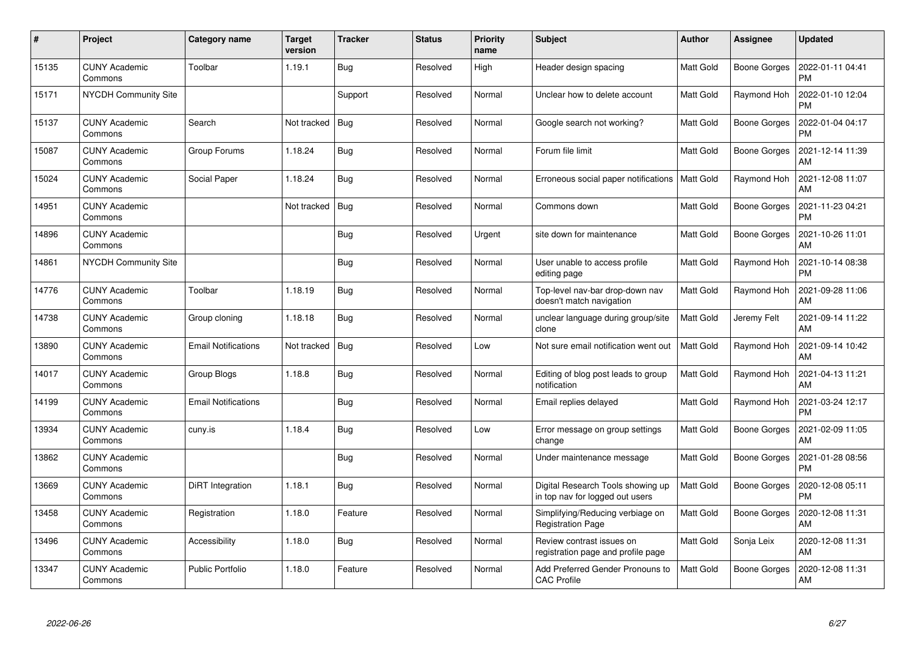| # | Project | Category name | Target version | Tracker | Status | Priority name | Subject | Author | Assignee | Updated |
|---|---|---|---|---|---|---|---|---|---|---|
| 15135 | CUNY Academic Commons | Toolbar | 1.19.1 | Bug | Resolved | High | Header design spacing | Matt Gold | Boone Gorges | 2022-01-11 04:41 PM |
| 15171 | NYCDH Community Site | | | Support | Resolved | Normal | Unclear how to delete account | Matt Gold | Raymond Hoh | 2022-01-10 12:04 PM |
| 15137 | CUNY Academic Commons | Search | Not tracked | Bug | Resolved | Normal | Google search not working? | Matt Gold | Boone Gorges | 2022-01-04 04:17 PM |
| 15087 | CUNY Academic Commons | Group Forums | 1.18.24 | Bug | Resolved | Normal | Forum file limit | Matt Gold | Boone Gorges | 2021-12-14 11:39 AM |
| 15024 | CUNY Academic Commons | Social Paper | 1.18.24 | Bug | Resolved | Normal | Erroneous social paper notifications | Matt Gold | Raymond Hoh | 2021-12-08 11:07 AM |
| 14951 | CUNY Academic Commons | | Not tracked | Bug | Resolved | Normal | Commons down | Matt Gold | Boone Gorges | 2021-11-23 04:21 PM |
| 14896 | CUNY Academic Commons | | | Bug | Resolved | Urgent | site down for maintenance | Matt Gold | Boone Gorges | 2021-10-26 11:01 AM |
| 14861 | NYCDH Community Site | | | Bug | Resolved | Normal | User unable to access profile editing page | Matt Gold | Raymond Hoh | 2021-10-14 08:38 PM |
| 14776 | CUNY Academic Commons | Toolbar | 1.18.19 | Bug | Resolved | Normal | Top-level nav-bar drop-down nav doesn't match navigation | Matt Gold | Raymond Hoh | 2021-09-28 11:06 AM |
| 14738 | CUNY Academic Commons | Group cloning | 1.18.18 | Bug | Resolved | Normal | unclear language during group/site clone | Matt Gold | Jeremy Felt | 2021-09-14 11:22 AM |
| 13890 | CUNY Academic Commons | Email Notifications | Not tracked | Bug | Resolved | Low | Not sure email notification went out | Matt Gold | Raymond Hoh | 2021-09-14 10:42 AM |
| 14017 | CUNY Academic Commons | Group Blogs | 1.18.8 | Bug | Resolved | Normal | Editing of blog post leads to group notification | Matt Gold | Raymond Hoh | 2021-04-13 11:21 AM |
| 14199 | CUNY Academic Commons | Email Notifications | | Bug | Resolved | Normal | Email replies delayed | Matt Gold | Raymond Hoh | 2021-03-24 12:17 PM |
| 13934 | CUNY Academic Commons | cuny.is | 1.18.4 | Bug | Resolved | Low | Error message on group settings change | Matt Gold | Boone Gorges | 2021-02-09 11:05 AM |
| 13862 | CUNY Academic Commons | | | Bug | Resolved | Normal | Under maintenance message | Matt Gold | Boone Gorges | 2021-01-28 08:56 PM |
| 13669 | CUNY Academic Commons | DiRT Integration | 1.18.1 | Bug | Resolved | Normal | Digital Research Tools showing up in top nav for logged out users | Matt Gold | Boone Gorges | 2020-12-08 05:11 PM |
| 13458 | CUNY Academic Commons | Registration | 1.18.0 | Feature | Resolved | Normal | Simplifying/Reducing verbiage on Registration Page | Matt Gold | Boone Gorges | 2020-12-08 11:31 AM |
| 13496 | CUNY Academic Commons | Accessibility | 1.18.0 | Bug | Resolved | Normal | Review contrast issues on registration page and profile page | Matt Gold | Sonja Leix | 2020-12-08 11:31 AM |
| 13347 | CUNY Academic Commons | Public Portfolio | 1.18.0 | Feature | Resolved | Normal | Add Preferred Gender Pronouns to CAC Profile | Matt Gold | Boone Gorges | 2020-12-08 11:31 AM |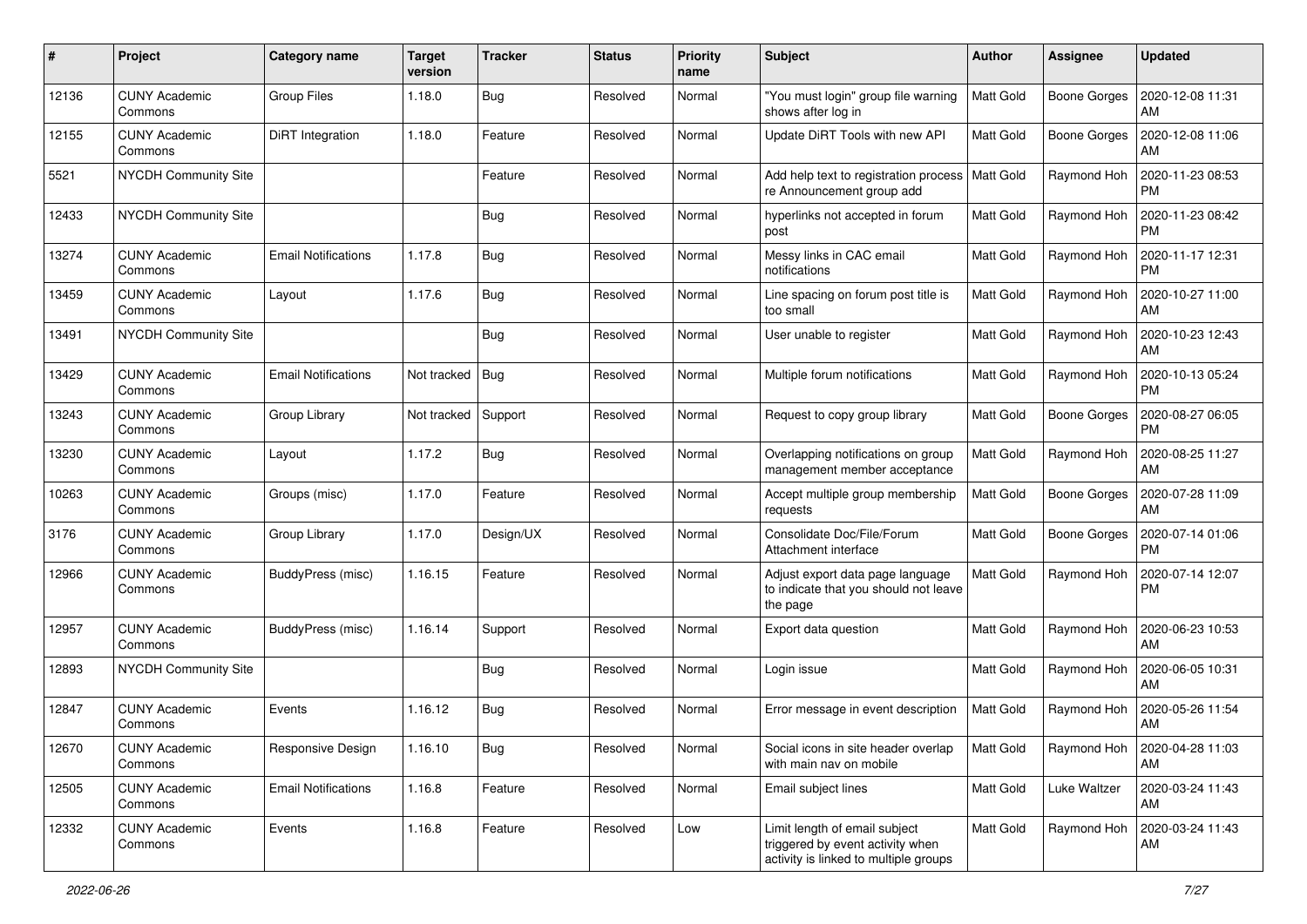| # | Project | Category name | Target version | Tracker | Status | Priority name | Subject | Author | Assignee | Updated |
|---|---|---|---|---|---|---|---|---|---|---|
| 12136 | CUNY Academic Commons | Group Files | 1.18.0 | Bug | Resolved | Normal | "You must login" group file warning shows after log in | Matt Gold | Boone Gorges | 2020-12-08 11:31 AM |
| 12155 | CUNY Academic Commons | DiRT Integration | 1.18.0 | Feature | Resolved | Normal | Update DiRT Tools with new API | Matt Gold | Boone Gorges | 2020-12-08 11:06 AM |
| 5521 | NYCDH Community Site | | | Feature | Resolved | Normal | Add help text to registration process re Announcement group add | Matt Gold | Raymond Hoh | 2020-11-23 08:53 PM |
| 12433 | NYCDH Community Site | | | Bug | Resolved | Normal | hyperlinks not accepted in forum post | Matt Gold | Raymond Hoh | 2020-11-23 08:42 PM |
| 13274 | CUNY Academic Commons | Email Notifications | 1.17.8 | Bug | Resolved | Normal | Messy links in CAC email notifications | Matt Gold | Raymond Hoh | 2020-11-17 12:31 PM |
| 13459 | CUNY Academic Commons | Layout | 1.17.6 | Bug | Resolved | Normal | Line spacing on forum post title is too small | Matt Gold | Raymond Hoh | 2020-10-27 11:00 AM |
| 13491 | NYCDH Community Site | | | Bug | Resolved | Normal | User unable to register | Matt Gold | Raymond Hoh | 2020-10-23 12:43 AM |
| 13429 | CUNY Academic Commons | Email Notifications | Not tracked | Bug | Resolved | Normal | Multiple forum notifications | Matt Gold | Raymond Hoh | 2020-10-13 05:24 PM |
| 13243 | CUNY Academic Commons | Group Library | Not tracked | Support | Resolved | Normal | Request to copy group library | Matt Gold | Boone Gorges | 2020-08-27 06:05 PM |
| 13230 | CUNY Academic Commons | Layout | 1.17.2 | Bug | Resolved | Normal | Overlapping notifications on group management member acceptance | Matt Gold | Raymond Hoh | 2020-08-25 11:27 AM |
| 10263 | CUNY Academic Commons | Groups (misc) | 1.17.0 | Feature | Resolved | Normal | Accept multiple group membership requests | Matt Gold | Boone Gorges | 2020-07-28 11:09 AM |
| 3176 | CUNY Academic Commons | Group Library | 1.17.0 | Design/UX | Resolved | Normal | Consolidate Doc/File/Forum Attachment interface | Matt Gold | Boone Gorges | 2020-07-14 01:06 PM |
| 12966 | CUNY Academic Commons | BuddyPress (misc) | 1.16.15 | Feature | Resolved | Normal | Adjust export data page language to indicate that you should not leave the page | Matt Gold | Raymond Hoh | 2020-07-14 12:07 PM |
| 12957 | CUNY Academic Commons | BuddyPress (misc) | 1.16.14 | Support | Resolved | Normal | Export data question | Matt Gold | Raymond Hoh | 2020-06-23 10:53 AM |
| 12893 | NYCDH Community Site | | | Bug | Resolved | Normal | Login issue | Matt Gold | Raymond Hoh | 2020-06-05 10:31 AM |
| 12847 | CUNY Academic Commons | Events | 1.16.12 | Bug | Resolved | Normal | Error message in event description | Matt Gold | Raymond Hoh | 2020-05-26 11:54 AM |
| 12670 | CUNY Academic Commons | Responsive Design | 1.16.10 | Bug | Resolved | Normal | Social icons in site header overlap with main nav on mobile | Matt Gold | Raymond Hoh | 2020-04-28 11:03 AM |
| 12505 | CUNY Academic Commons | Email Notifications | 1.16.8 | Feature | Resolved | Normal | Email subject lines | Matt Gold | Luke Waltzer | 2020-03-24 11:43 AM |
| 12332 | CUNY Academic Commons | Events | 1.16.8 | Feature | Resolved | Low | Limit length of email subject triggered by event activity when activity is linked to multiple groups | Matt Gold | Raymond Hoh | 2020-03-24 11:43 AM |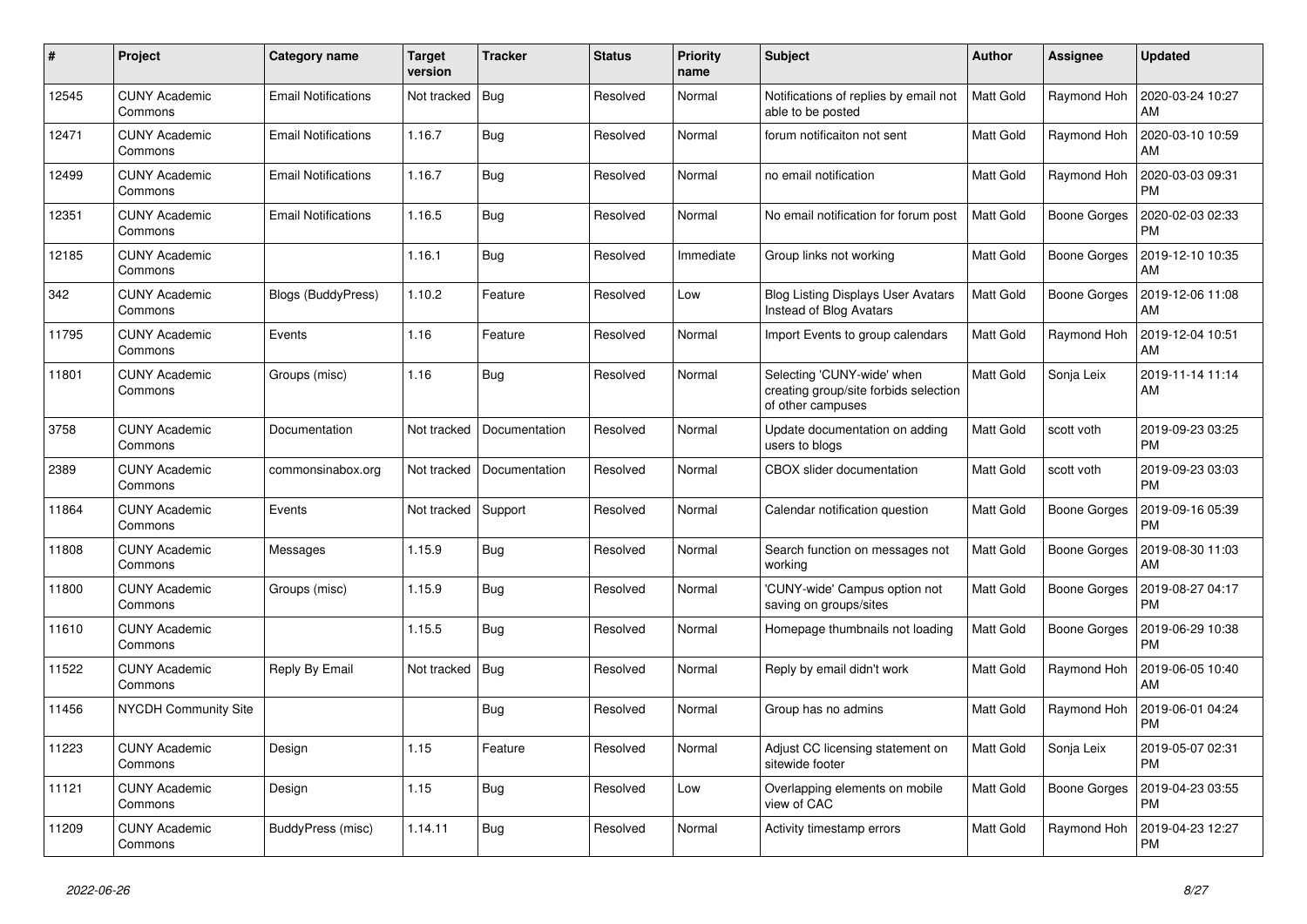| # | Project | Category name | Target version | Tracker | Status | Priority name | Subject | Author | Assignee | Updated |
|---|---|---|---|---|---|---|---|---|---|---|
| 12545 | CUNY Academic Commons | Email Notifications | Not tracked | Bug | Resolved | Normal | Notifications of replies by email not able to be posted | Matt Gold | Raymond Hoh | 2020-03-24 10:27 AM |
| 12471 | CUNY Academic Commons | Email Notifications | 1.16.7 | Bug | Resolved | Normal | forum notificaiton not sent | Matt Gold | Raymond Hoh | 2020-03-10 10:59 AM |
| 12499 | CUNY Academic Commons | Email Notifications | 1.16.7 | Bug | Resolved | Normal | no email notification | Matt Gold | Raymond Hoh | 2020-03-03 09:31 PM |
| 12351 | CUNY Academic Commons | Email Notifications | 1.16.5 | Bug | Resolved | Normal | No email notification for forum post | Matt Gold | Boone Gorges | 2020-02-03 02:33 PM |
| 12185 | CUNY Academic Commons | | 1.16.1 | Bug | Resolved | Immediate | Group links not working | Matt Gold | Boone Gorges | 2019-12-10 10:35 AM |
| 342 | CUNY Academic Commons | Blogs (BuddyPress) | 1.10.2 | Feature | Resolved | Low | Blog Listing Displays User Avatars Instead of Blog Avatars | Matt Gold | Boone Gorges | 2019-12-06 11:08 AM |
| 11795 | CUNY Academic Commons | Events | 1.16 | Feature | Resolved | Normal | Import Events to group calendars | Matt Gold | Raymond Hoh | 2019-12-04 10:51 AM |
| 11801 | CUNY Academic Commons | Groups (misc) | 1.16 | Bug | Resolved | Normal | Selecting 'CUNY-wide' when creating group/site forbids selection of other campuses | Matt Gold | Sonja Leix | 2019-11-14 11:14 AM |
| 3758 | CUNY Academic Commons | Documentation | Not tracked | Documentation | Resolved | Normal | Update documentation on adding users to blogs | Matt Gold | scott voth | 2019-09-23 03:25 PM |
| 2389 | CUNY Academic Commons | commonsinabox.org | Not tracked | Documentation | Resolved | Normal | CBOX slider documentation | Matt Gold | scott voth | 2019-09-23 03:03 PM |
| 11864 | CUNY Academic Commons | Events | Not tracked | Support | Resolved | Normal | Calendar notification question | Matt Gold | Boone Gorges | 2019-09-16 05:39 PM |
| 11808 | CUNY Academic Commons | Messages | 1.15.9 | Bug | Resolved | Normal | Search function on messages not working | Matt Gold | Boone Gorges | 2019-08-30 11:03 AM |
| 11800 | CUNY Academic Commons | Groups (misc) | 1.15.9 | Bug | Resolved | Normal | 'CUNY-wide' Campus option not saving on groups/sites | Matt Gold | Boone Gorges | 2019-08-27 04:17 PM |
| 11610 | CUNY Academic Commons | | 1.15.5 | Bug | Resolved | Normal | Homepage thumbnails not loading | Matt Gold | Boone Gorges | 2019-06-29 10:38 PM |
| 11522 | CUNY Academic Commons | Reply By Email | Not tracked | Bug | Resolved | Normal | Reply by email didn't work | Matt Gold | Raymond Hoh | 2019-06-05 10:40 AM |
| 11456 | NYCDH Community Site | | | Bug | Resolved | Normal | Group has no admins | Matt Gold | Raymond Hoh | 2019-06-01 04:24 PM |
| 11223 | CUNY Academic Commons | Design | 1.15 | Feature | Resolved | Normal | Adjust CC licensing statement on sitewide footer | Matt Gold | Sonja Leix | 2019-05-07 02:31 PM |
| 11121 | CUNY Academic Commons | Design | 1.15 | Bug | Resolved | Low | Overlapping elements on mobile view of CAC | Matt Gold | Boone Gorges | 2019-04-23 03:55 PM |
| 11209 | CUNY Academic Commons | BuddyPress (misc) | 1.14.11 | Bug | Resolved | Normal | Activity timestamp errors | Matt Gold | Raymond Hoh | 2019-04-23 12:27 PM |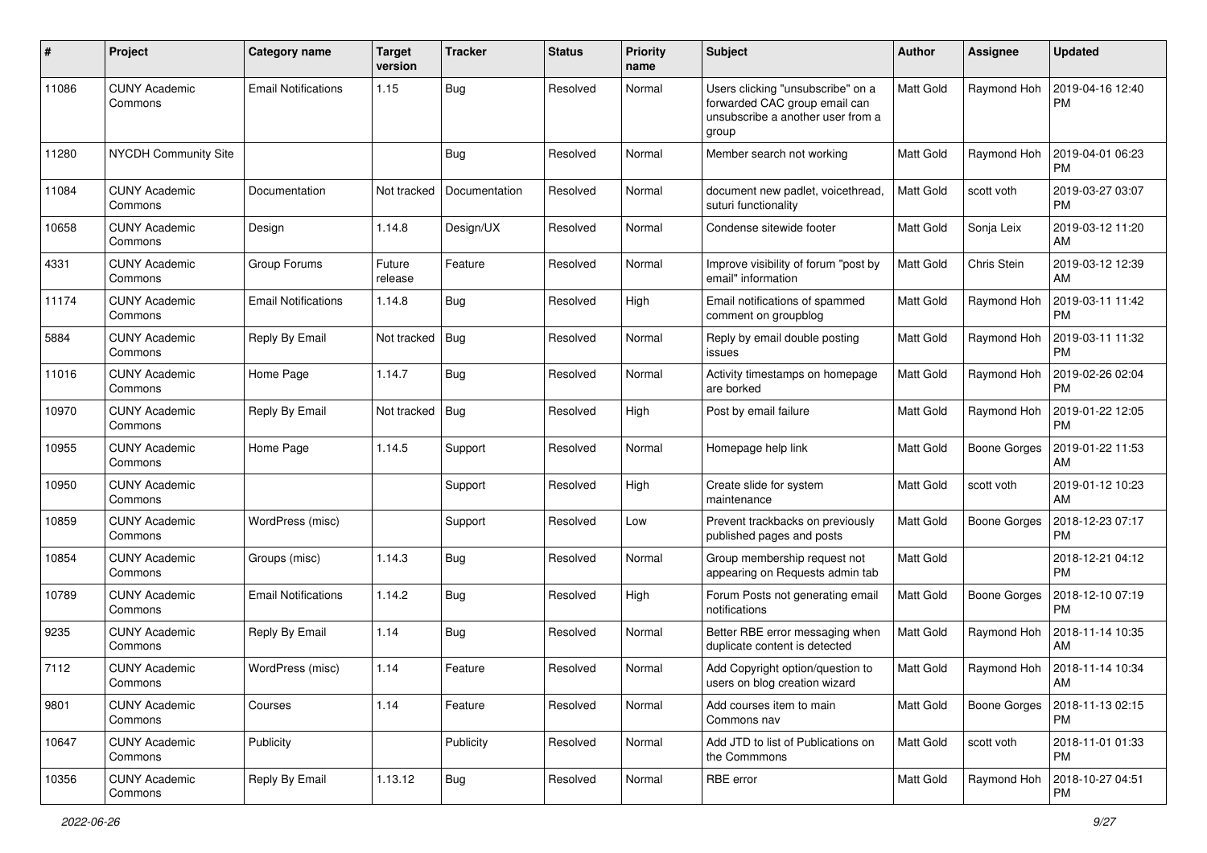| # | Project | Category name | Target version | Tracker | Status | Priority name | Subject | Author | Assignee | Updated |
|---|---|---|---|---|---|---|---|---|---|---|
| 11086 | CUNY Academic Commons | Email Notifications | 1.15 | Bug | Resolved | Normal | Users clicking "unsubscribe" on a forwarded CAC group email can unsubscribe a another user from a group | Matt Gold | Raymond Hoh | 2019-04-16 12:40 PM |
| 11280 | NYCDH Community Site | | | Bug | Resolved | Normal | Member search not working | Matt Gold | Raymond Hoh | 2019-04-01 06:23 PM |
| 11084 | CUNY Academic Commons | Documentation | Not tracked | Documentation | Resolved | Normal | document new padlet, voicethread, suturi functionality | Matt Gold | scott voth | 2019-03-27 03:07 PM |
| 10658 | CUNY Academic Commons | Design | 1.14.8 | Design/UX | Resolved | Normal | Condense sitewide footer | Matt Gold | Sonja Leix | 2019-03-12 11:20 AM |
| 4331 | CUNY Academic Commons | Group Forums | Future release | Feature | Resolved | Normal | Improve visibility of forum "post by email" information | Matt Gold | Chris Stein | 2019-03-12 12:39 AM |
| 11174 | CUNY Academic Commons | Email Notifications | 1.14.8 | Bug | Resolved | High | Email notifications of spammed comment on groupblog | Matt Gold | Raymond Hoh | 2019-03-11 11:42 PM |
| 5884 | CUNY Academic Commons | Reply By Email | Not tracked | Bug | Resolved | Normal | Reply by email double posting issues | Matt Gold | Raymond Hoh | 2019-03-11 11:32 PM |
| 11016 | CUNY Academic Commons | Home Page | 1.14.7 | Bug | Resolved | Normal | Activity timestamps on homepage are borked | Matt Gold | Raymond Hoh | 2019-02-26 02:04 PM |
| 10970 | CUNY Academic Commons | Reply By Email | Not tracked | Bug | Resolved | High | Post by email failure | Matt Gold | Raymond Hoh | 2019-01-22 12:05 PM |
| 10955 | CUNY Academic Commons | Home Page | 1.14.5 | Support | Resolved | Normal | Homepage help link | Matt Gold | Boone Gorges | 2019-01-22 11:53 AM |
| 10950 | CUNY Academic Commons | | | Support | Resolved | High | Create slide for system maintenance | Matt Gold | scott voth | 2019-01-12 10:23 AM |
| 10859 | CUNY Academic Commons | WordPress (misc) | | Support | Resolved | Low | Prevent trackbacks on previously published pages and posts | Matt Gold | Boone Gorges | 2018-12-23 07:17 PM |
| 10854 | CUNY Academic Commons | Groups (misc) | 1.14.3 | Bug | Resolved | Normal | Group membership request not appearing on Requests admin tab | Matt Gold | | 2018-12-21 04:12 PM |
| 10789 | CUNY Academic Commons | Email Notifications | 1.14.2 | Bug | Resolved | High | Forum Posts not generating email notifications | Matt Gold | Boone Gorges | 2018-12-10 07:19 PM |
| 9235 | CUNY Academic Commons | Reply By Email | 1.14 | Bug | Resolved | Normal | Better RBE error messaging when duplicate content is detected | Matt Gold | Raymond Hoh | 2018-11-14 10:35 AM |
| 7112 | CUNY Academic Commons | WordPress (misc) | 1.14 | Feature | Resolved | Normal | Add Copyright option/question to users on blog creation wizard | Matt Gold | Raymond Hoh | 2018-11-14 10:34 AM |
| 9801 | CUNY Academic Commons | Courses | 1.14 | Feature | Resolved | Normal | Add courses item to main Commons nav | Matt Gold | Boone Gorges | 2018-11-13 02:15 PM |
| 10647 | CUNY Academic Commons | Publicity | | Publicity | Resolved | Normal | Add JTD to list of Publications on the Commmons | Matt Gold | scott voth | 2018-11-01 01:33 PM |
| 10356 | CUNY Academic Commons | Reply By Email | 1.13.12 | Bug | Resolved | Normal | RBE error | Matt Gold | Raymond Hoh | 2018-10-27 04:51 PM |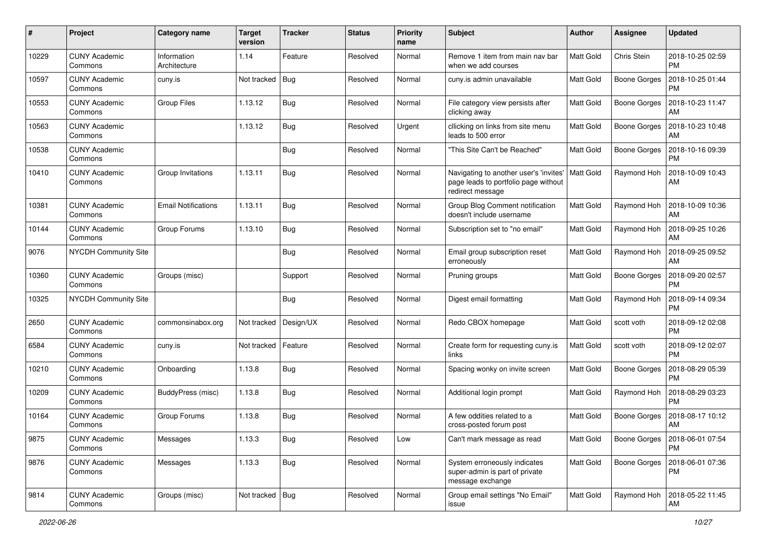| # | Project | Category name | Target version | Tracker | Status | Priority name | Subject | Author | Assignee | Updated |
|---|---|---|---|---|---|---|---|---|---|---|
| 10229 | CUNY Academic Commons | Information Architecture | 1.14 | Feature | Resolved | Normal | Remove 1 item from main nav bar when we add courses | Matt Gold | Chris Stein | 2018-10-25 02:59 PM |
| 10597 | CUNY Academic Commons | cuny.is | Not tracked | Bug | Resolved | Normal | cuny.is admin unavailable | Matt Gold | Boone Gorges | 2018-10-25 01:44 PM |
| 10553 | CUNY Academic Commons | Group Files | 1.13.12 | Bug | Resolved | Normal | File category view persists after clicking away | Matt Gold | Boone Gorges | 2018-10-23 11:47 AM |
| 10563 | CUNY Academic Commons | | 1.13.12 | Bug | Resolved | Urgent | cllicking on links from site menu leads to 500 error | Matt Gold | Boone Gorges | 2018-10-23 10:48 AM |
| 10538 | CUNY Academic Commons | | | Bug | Resolved | Normal | "This Site Can't be Reached" | Matt Gold | Boone Gorges | 2018-10-16 09:39 PM |
| 10410 | CUNY Academic Commons | Group Invitations | 1.13.11 | Bug | Resolved | Normal | Navigating to another user's 'invites' page leads to portfolio page without redirect message | Matt Gold | Raymond Hoh | 2018-10-09 10:43 AM |
| 10381 | CUNY Academic Commons | Email Notifications | 1.13.11 | Bug | Resolved | Normal | Group Blog Comment notification doesn't include username | Matt Gold | Raymond Hoh | 2018-10-09 10:36 AM |
| 10144 | CUNY Academic Commons | Group Forums | 1.13.10 | Bug | Resolved | Normal | Subscription set to "no email" | Matt Gold | Raymond Hoh | 2018-09-25 10:26 AM |
| 9076 | NYCDH Community Site | | | Bug | Resolved | Normal | Email group subscription reset erroneously | Matt Gold | Raymond Hoh | 2018-09-25 09:52 AM |
| 10360 | CUNY Academic Commons | Groups (misc) | | Support | Resolved | Normal | Pruning groups | Matt Gold | Boone Gorges | 2018-09-20 02:57 PM |
| 10325 | NYCDH Community Site | | | Bug | Resolved | Normal | Digest email formatting | Matt Gold | Raymond Hoh | 2018-09-14 09:34 PM |
| 2650 | CUNY Academic Commons | commonsinabox.org | Not tracked | Design/UX | Resolved | Normal | Redo CBOX homepage | Matt Gold | scott voth | 2018-09-12 02:08 PM |
| 6584 | CUNY Academic Commons | cuny.is | Not tracked | Feature | Resolved | Normal | Create form for requesting cuny.is links | Matt Gold | scott voth | 2018-09-12 02:07 PM |
| 10210 | CUNY Academic Commons | Onboarding | 1.13.8 | Bug | Resolved | Normal | Spacing wonky on invite screen | Matt Gold | Boone Gorges | 2018-08-29 05:39 PM |
| 10209 | CUNY Academic Commons | BuddyPress (misc) | 1.13.8 | Bug | Resolved | Normal | Additional login prompt | Matt Gold | Raymond Hoh | 2018-08-29 03:23 PM |
| 10164 | CUNY Academic Commons | Group Forums | 1.13.8 | Bug | Resolved | Normal | A few oddities related to a cross-posted forum post | Matt Gold | Boone Gorges | 2018-08-17 10:12 AM |
| 9875 | CUNY Academic Commons | Messages | 1.13.3 | Bug | Resolved | Low | Can't mark message as read | Matt Gold | Boone Gorges | 2018-06-01 07:54 PM |
| 9876 | CUNY Academic Commons | Messages | 1.13.3 | Bug | Resolved | Normal | System erroneously indicates super-admin is part of private message exchange | Matt Gold | Boone Gorges | 2018-06-01 07:36 PM |
| 9814 | CUNY Academic Commons | Groups (misc) | Not tracked | Bug | Resolved | Normal | Group email settings "No Email" issue | Matt Gold | Raymond Hoh | 2018-05-22 11:45 AM |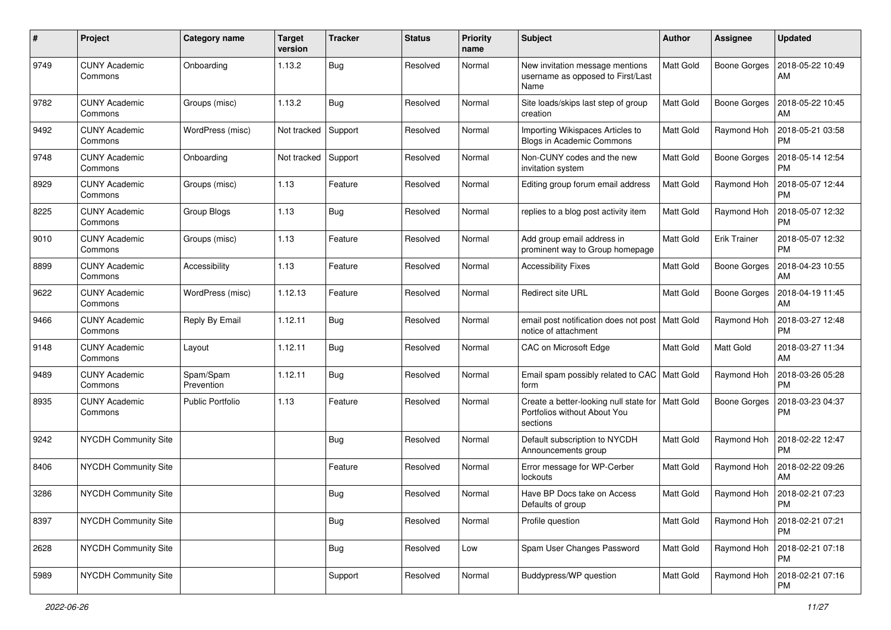| # | Project | Category name | Target version | Tracker | Status | Priority name | Subject | Author | Assignee | Updated |
|---|---|---|---|---|---|---|---|---|---|---|
| 9749 | CUNY Academic Commons | Onboarding | 1.13.2 | Bug | Resolved | Normal | New invitation message mentions username as opposed to First/Last Name | Matt Gold | Boone Gorges | 2018-05-22 10:49 AM |
| 9782 | CUNY Academic Commons | Groups (misc) | 1.13.2 | Bug | Resolved | Normal | Site loads/skips last step of group creation | Matt Gold | Boone Gorges | 2018-05-22 10:45 AM |
| 9492 | CUNY Academic Commons | WordPress (misc) | Not tracked | Support | Resolved | Normal | Importing Wikispaces Articles to Blogs in Academic Commons | Matt Gold | Raymond Hoh | 2018-05-21 03:58 PM |
| 9748 | CUNY Academic Commons | Onboarding | Not tracked | Support | Resolved | Normal | Non-CUNY codes and the new invitation system | Matt Gold | Boone Gorges | 2018-05-14 12:54 PM |
| 8929 | CUNY Academic Commons | Groups (misc) | 1.13 | Feature | Resolved | Normal | Editing group forum email address | Matt Gold | Raymond Hoh | 2018-05-07 12:44 PM |
| 8225 | CUNY Academic Commons | Group Blogs | 1.13 | Bug | Resolved | Normal | replies to a blog post activity item | Matt Gold | Raymond Hoh | 2018-05-07 12:32 PM |
| 9010 | CUNY Academic Commons | Groups (misc) | 1.13 | Feature | Resolved | Normal | Add group email address in prominent way to Group homepage | Matt Gold | Erik Trainer | 2018-05-07 12:32 PM |
| 8899 | CUNY Academic Commons | Accessibility | 1.13 | Feature | Resolved | Normal | Accessibility Fixes | Matt Gold | Boone Gorges | 2018-04-23 10:55 AM |
| 9622 | CUNY Academic Commons | WordPress (misc) | 1.12.13 | Feature | Resolved | Normal | Redirect site URL | Matt Gold | Boone Gorges | 2018-04-19 11:45 AM |
| 9466 | CUNY Academic Commons | Reply By Email | 1.12.11 | Bug | Resolved | Normal | email post notification does not post notice of attachment | Matt Gold | Raymond Hoh | 2018-03-27 12:48 PM |
| 9148 | CUNY Academic Commons | Layout | 1.12.11 | Bug | Resolved | Normal | CAC on Microsoft Edge | Matt Gold | Matt Gold | 2018-03-27 11:34 AM |
| 9489 | CUNY Academic Commons | Spam/Spam Prevention | 1.12.11 | Bug | Resolved | Normal | Email spam possibly related to CAC form | Matt Gold | Raymond Hoh | 2018-03-26 05:28 PM |
| 8935 | CUNY Academic Commons | Public Portfolio | 1.13 | Feature | Resolved | Normal | Create a better-looking null state for Portfolios without About You sections | Matt Gold | Boone Gorges | 2018-03-23 04:37 PM |
| 9242 | NYCDH Community Site | | | Bug | Resolved | Normal | Default subscription to NYCDH Announcements group | Matt Gold | Raymond Hoh | 2018-02-22 12:47 PM |
| 8406 | NYCDH Community Site | | | Feature | Resolved | Normal | Error message for WP-Cerber lockouts | Matt Gold | Raymond Hoh | 2018-02-22 09:26 AM |
| 3286 | NYCDH Community Site | | | Bug | Resolved | Normal | Have BP Docs take on Access Defaults of group | Matt Gold | Raymond Hoh | 2018-02-21 07:23 PM |
| 8397 | NYCDH Community Site | | | Bug | Resolved | Normal | Profile question | Matt Gold | Raymond Hoh | 2018-02-21 07:21 PM |
| 2628 | NYCDH Community Site | | | Bug | Resolved | Low | Spam User Changes Password | Matt Gold | Raymond Hoh | 2018-02-21 07:18 PM |
| 5989 | NYCDH Community Site | | | Support | Resolved | Normal | Buddypress/WP question | Matt Gold | Raymond Hoh | 2018-02-21 07:16 PM |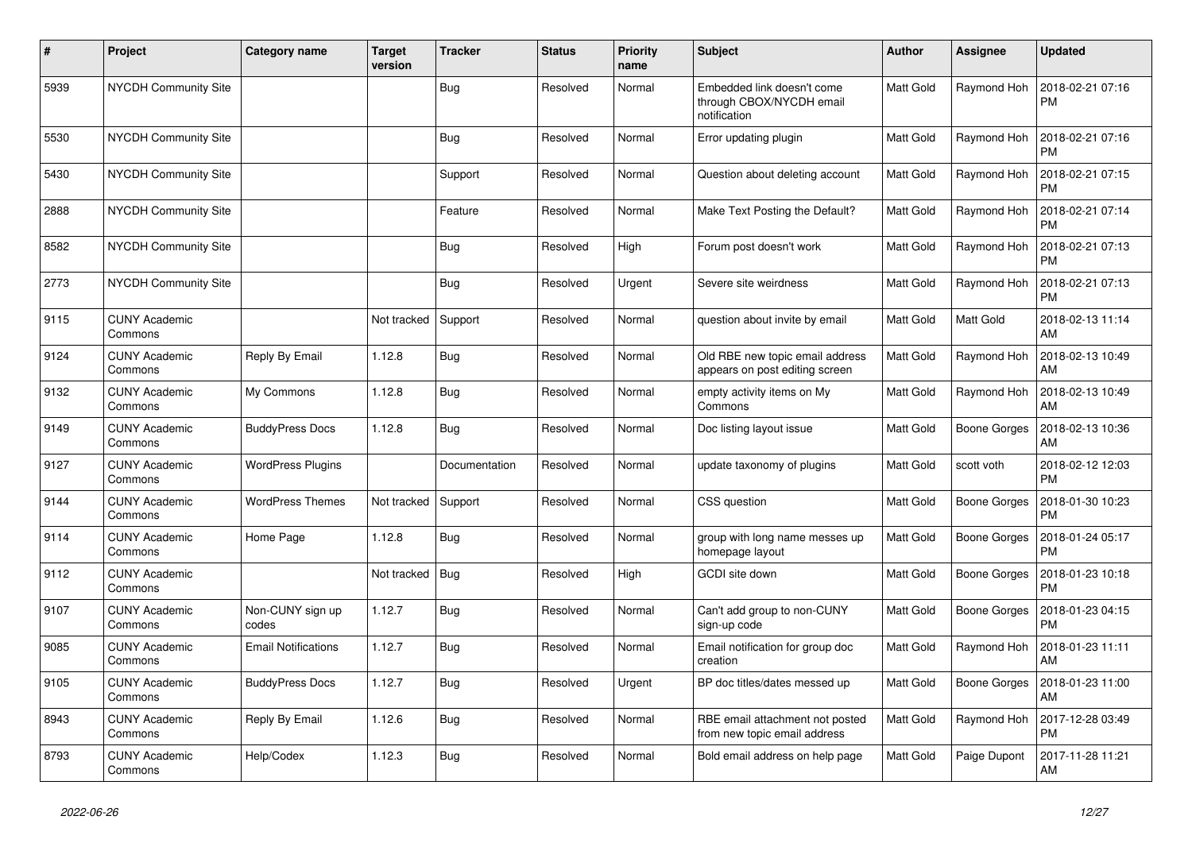| # | Project | Category name | Target version | Tracker | Status | Priority name | Subject | Author | Assignee | Updated |
|---|---|---|---|---|---|---|---|---|---|---|
| 5939 | NYCDH Community Site | | | Bug | Resolved | Normal | Embedded link doesn't come through CBOX/NYCDH email notification | Matt Gold | Raymond Hoh | 2018-02-21 07:16 PM |
| 5530 | NYCDH Community Site | | | Bug | Resolved | Normal | Error updating plugin | Matt Gold | Raymond Hoh | 2018-02-21 07:16 PM |
| 5430 | NYCDH Community Site | | | Support | Resolved | Normal | Question about deleting account | Matt Gold | Raymond Hoh | 2018-02-21 07:15 PM |
| 2888 | NYCDH Community Site | | | Feature | Resolved | Normal | Make Text Posting the Default? | Matt Gold | Raymond Hoh | 2018-02-21 07:14 PM |
| 8582 | NYCDH Community Site | | | Bug | Resolved | High | Forum post doesn't work | Matt Gold | Raymond Hoh | 2018-02-21 07:13 PM |
| 2773 | NYCDH Community Site | | | Bug | Resolved | Urgent | Severe site weirdness | Matt Gold | Raymond Hoh | 2018-02-21 07:13 PM |
| 9115 | CUNY Academic Commons | | Not tracked | Support | Resolved | Normal | question about invite by email | Matt Gold | Matt Gold | 2018-02-13 11:14 AM |
| 9124 | CUNY Academic Commons | Reply By Email | 1.12.8 | Bug | Resolved | Normal | Old RBE new topic email address appears on post editing screen | Matt Gold | Raymond Hoh | 2018-02-13 10:49 AM |
| 9132 | CUNY Academic Commons | My Commons | 1.12.8 | Bug | Resolved | Normal | empty activity items on My Commons | Matt Gold | Raymond Hoh | 2018-02-13 10:49 AM |
| 9149 | CUNY Academic Commons | BuddyPress Docs | 1.12.8 | Bug | Resolved | Normal | Doc listing layout issue | Matt Gold | Boone Gorges | 2018-02-13 10:36 AM |
| 9127 | CUNY Academic Commons | WordPress Plugins | | Documentation | Resolved | Normal | update taxonomy of plugins | Matt Gold | scott voth | 2018-02-12 12:03 PM |
| 9144 | CUNY Academic Commons | WordPress Themes | Not tracked | Support | Resolved | Normal | CSS question | Matt Gold | Boone Gorges | 2018-01-30 10:23 PM |
| 9114 | CUNY Academic Commons | Home Page | 1.12.8 | Bug | Resolved | Normal | group with long name messes up homepage layout | Matt Gold | Boone Gorges | 2018-01-24 05:17 PM |
| 9112 | CUNY Academic Commons | | Not tracked | Bug | Resolved | High | GCDI site down | Matt Gold | Boone Gorges | 2018-01-23 10:18 PM |
| 9107 | CUNY Academic Commons | Non-CUNY sign up codes | 1.12.7 | Bug | Resolved | Normal | Can't add group to non-CUNY sign-up code | Matt Gold | Boone Gorges | 2018-01-23 04:15 PM |
| 9085 | CUNY Academic Commons | Email Notifications | 1.12.7 | Bug | Resolved | Normal | Email notification for group doc creation | Matt Gold | Raymond Hoh | 2018-01-23 11:11 AM |
| 9105 | CUNY Academic Commons | BuddyPress Docs | 1.12.7 | Bug | Resolved | Urgent | BP doc titles/dates messed up | Matt Gold | Boone Gorges | 2018-01-23 11:00 AM |
| 8943 | CUNY Academic Commons | Reply By Email | 1.12.6 | Bug | Resolved | Normal | RBE email attachment not posted from new topic email address | Matt Gold | Raymond Hoh | 2017-12-28 03:49 PM |
| 8793 | CUNY Academic Commons | Help/Codex | 1.12.3 | Bug | Resolved | Normal | Bold email address on help page | Matt Gold | Paige Dupont | 2017-11-28 11:21 AM |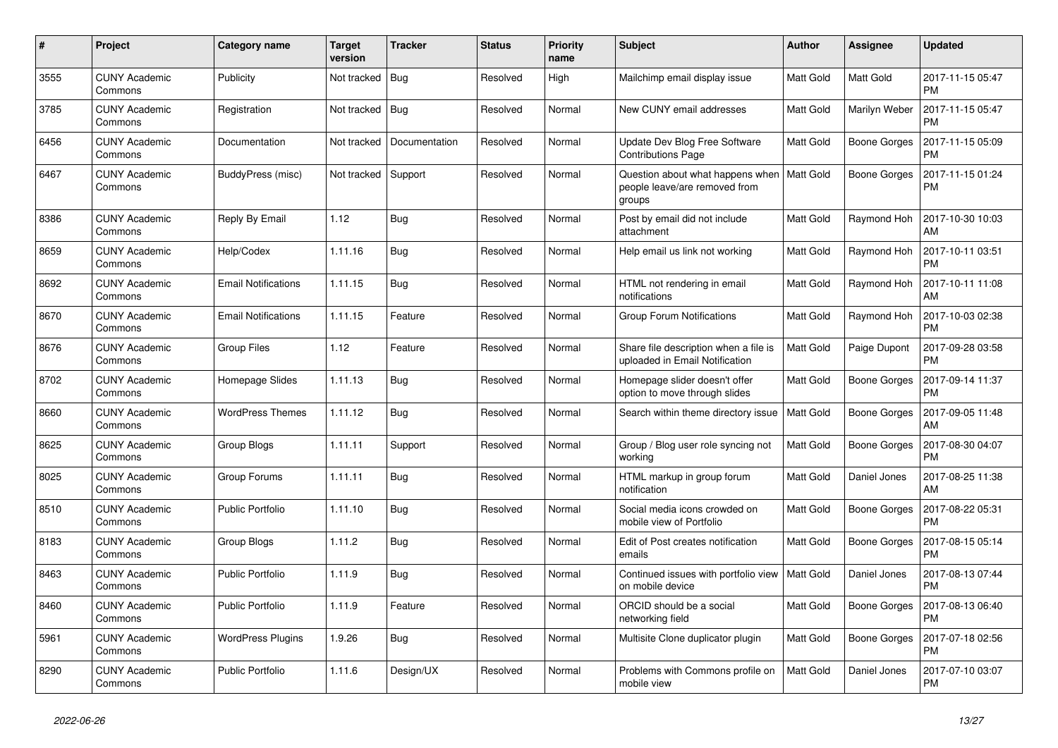| # | Project | Category name | Target version | Tracker | Status | Priority name | Subject | Author | Assignee | Updated |
|---|---|---|---|---|---|---|---|---|---|---|
| 3555 | CUNY Academic Commons | Publicity | Not tracked | Bug | Resolved | High | Mailchimp email display issue | Matt Gold | Matt Gold | 2017-11-15 05:47 PM |
| 3785 | CUNY Academic Commons | Registration | Not tracked | Bug | Resolved | Normal | New CUNY email addresses | Matt Gold | Marilyn Weber | 2017-11-15 05:47 PM |
| 6456 | CUNY Academic Commons | Documentation | Not tracked | Documentation | Resolved | Normal | Update Dev Blog Free Software Contributions Page | Matt Gold | Boone Gorges | 2017-11-15 05:09 PM |
| 6467 | CUNY Academic Commons | BuddyPress (misc) | Not tracked | Support | Resolved | Normal | Question about what happens when people leave/are removed from groups | Matt Gold | Boone Gorges | 2017-11-15 01:24 PM |
| 8386 | CUNY Academic Commons | Reply By Email | 1.12 | Bug | Resolved | Normal | Post by email did not include attachment | Matt Gold | Raymond Hoh | 2017-10-30 10:03 AM |
| 8659 | CUNY Academic Commons | Help/Codex | 1.11.16 | Bug | Resolved | Normal | Help email us link not working | Matt Gold | Raymond Hoh | 2017-10-11 03:51 PM |
| 8692 | CUNY Academic Commons | Email Notifications | 1.11.15 | Bug | Resolved | Normal | HTML not rendering in email notifications | Matt Gold | Raymond Hoh | 2017-10-11 11:08 AM |
| 8670 | CUNY Academic Commons | Email Notifications | 1.11.15 | Feature | Resolved | Normal | Group Forum Notifications | Matt Gold | Raymond Hoh | 2017-10-03 02:38 PM |
| 8676 | CUNY Academic Commons | Group Files | 1.12 | Feature | Resolved | Normal | Share file description when a file is uploaded in Email Notification | Matt Gold | Paige Dupont | 2017-09-28 03:58 PM |
| 8702 | CUNY Academic Commons | Homepage Slides | 1.11.13 | Bug | Resolved | Normal | Homepage slider doesn't offer option to move through slides | Matt Gold | Boone Gorges | 2017-09-14 11:37 PM |
| 8660 | CUNY Academic Commons | WordPress Themes | 1.11.12 | Bug | Resolved | Normal | Search within theme directory issue | Matt Gold | Boone Gorges | 2017-09-05 11:48 AM |
| 8625 | CUNY Academic Commons | Group Blogs | 1.11.11 | Support | Resolved | Normal | Group / Blog user role syncing not working | Matt Gold | Boone Gorges | 2017-08-30 04:07 PM |
| 8025 | CUNY Academic Commons | Group Forums | 1.11.11 | Bug | Resolved | Normal | HTML markup in group forum notification | Matt Gold | Daniel Jones | 2017-08-25 11:38 AM |
| 8510 | CUNY Academic Commons | Public Portfolio | 1.11.10 | Bug | Resolved | Normal | Social media icons crowded on mobile view of Portfolio | Matt Gold | Boone Gorges | 2017-08-22 05:31 PM |
| 8183 | CUNY Academic Commons | Group Blogs | 1.11.2 | Bug | Resolved | Normal | Edit of Post creates notification emails | Matt Gold | Boone Gorges | 2017-08-15 05:14 PM |
| 8463 | CUNY Academic Commons | Public Portfolio | 1.11.9 | Bug | Resolved | Normal | Continued issues with portfolio view on mobile device | Matt Gold | Daniel Jones | 2017-08-13 07:44 PM |
| 8460 | CUNY Academic Commons | Public Portfolio | 1.11.9 | Feature | Resolved | Normal | ORCID should be a social networking field | Matt Gold | Boone Gorges | 2017-08-13 06:40 PM |
| 5961 | CUNY Academic Commons | WordPress Plugins | 1.9.26 | Bug | Resolved | Normal | Multisite Clone duplicator plugin | Matt Gold | Boone Gorges | 2017-07-18 02:56 PM |
| 8290 | CUNY Academic Commons | Public Portfolio | 1.11.6 | Design/UX | Resolved | Normal | Problems with Commons profile on mobile view | Matt Gold | Daniel Jones | 2017-07-10 03:07 PM |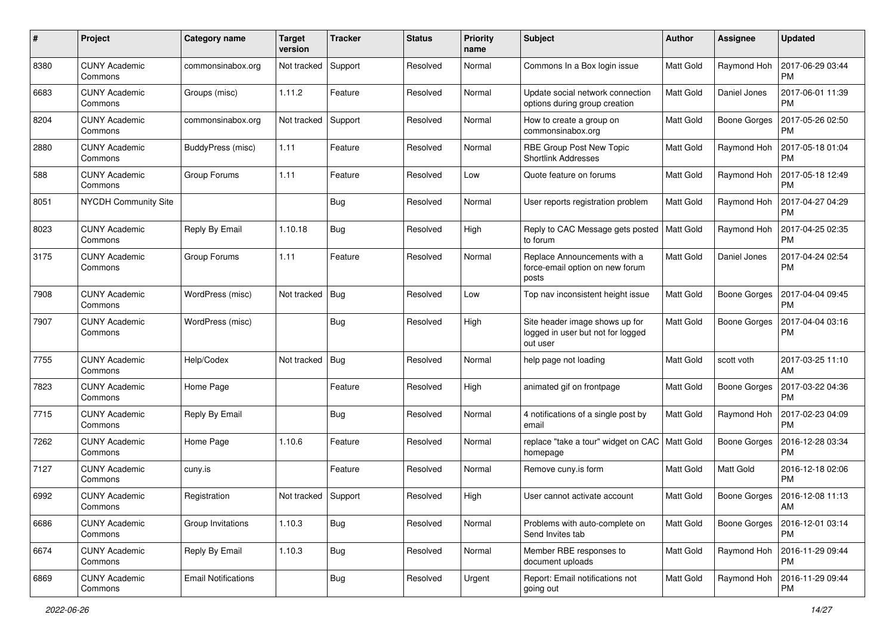| # | Project | Category name | Target version | Tracker | Status | Priority name | Subject | Author | Assignee | Updated |
|---|---|---|---|---|---|---|---|---|---|---|
| 8380 | CUNY Academic Commons | commonsinabox.org | Not tracked | Support | Resolved | Normal | Commons In a Box login issue | Matt Gold | Raymond Hoh | 2017-06-29 03:44 PM |
| 6683 | CUNY Academic Commons | Groups (misc) | 1.11.2 | Feature | Resolved | Normal | Update social network connection options during group creation | Matt Gold | Daniel Jones | 2017-06-01 11:39 PM |
| 8204 | CUNY Academic Commons | commonsinabox.org | Not tracked | Support | Resolved | Normal | How to create a group on commonsinabox.org | Matt Gold | Boone Gorges | 2017-05-26 02:50 PM |
| 2880 | CUNY Academic Commons | BuddyPress (misc) | 1.11 | Feature | Resolved | Normal | RBE Group Post New Topic Shortlink Addresses | Matt Gold | Raymond Hoh | 2017-05-18 01:04 PM |
| 588 | CUNY Academic Commons | Group Forums | 1.11 | Feature | Resolved | Low | Quote feature on forums | Matt Gold | Raymond Hoh | 2017-05-18 12:49 PM |
| 8051 | NYCDH Community Site | | | Bug | Resolved | Normal | User reports registration problem | Matt Gold | Raymond Hoh | 2017-04-27 04:29 PM |
| 8023 | CUNY Academic Commons | Reply By Email | 1.10.18 | Bug | Resolved | High | Reply to CAC Message gets posted to forum | Matt Gold | Raymond Hoh | 2017-04-25 02:35 PM |
| 3175 | CUNY Academic Commons | Group Forums | 1.11 | Feature | Resolved | Normal | Replace Announcements with a force-email option on new forum posts | Matt Gold | Daniel Jones | 2017-04-24 02:54 PM |
| 7908 | CUNY Academic Commons | WordPress (misc) | Not tracked | Bug | Resolved | Low | Top nav inconsistent height issue | Matt Gold | Boone Gorges | 2017-04-04 09:45 PM |
| 7907 | CUNY Academic Commons | WordPress (misc) | | Bug | Resolved | High | Site header image shows up for logged in user but not for logged out user | Matt Gold | Boone Gorges | 2017-04-04 03:16 PM |
| 7755 | CUNY Academic Commons | Help/Codex | Not tracked | Bug | Resolved | Normal | help page not loading | Matt Gold | scott voth | 2017-03-25 11:10 AM |
| 7823 | CUNY Academic Commons | Home Page | | Feature | Resolved | High | animated gif on frontpage | Matt Gold | Boone Gorges | 2017-03-22 04:36 PM |
| 7715 | CUNY Academic Commons | Reply By Email | | Bug | Resolved | Normal | 4 notifications of a single post by email | Matt Gold | Raymond Hoh | 2017-02-23 04:09 PM |
| 7262 | CUNY Academic Commons | Home Page | 1.10.6 | Feature | Resolved | Normal | replace "take a tour" widget on CAC homepage | Matt Gold | Boone Gorges | 2016-12-28 03:34 PM |
| 7127 | CUNY Academic Commons | cuny.is | | Feature | Resolved | Normal | Remove cuny.is form | Matt Gold | Matt Gold | 2016-12-18 02:06 PM |
| 6992 | CUNY Academic Commons | Registration | Not tracked | Support | Resolved | High | User cannot activate account | Matt Gold | Boone Gorges | 2016-12-08 11:13 AM |
| 6686 | CUNY Academic Commons | Group Invitations | 1.10.3 | Bug | Resolved | Normal | Problems with auto-complete on Send Invites tab | Matt Gold | Boone Gorges | 2016-12-01 03:14 PM |
| 6674 | CUNY Academic Commons | Reply By Email | 1.10.3 | Bug | Resolved | Normal | Member RBE responses to document uploads | Matt Gold | Raymond Hoh | 2016-11-29 09:44 PM |
| 6869 | CUNY Academic Commons | Email Notifications | | Bug | Resolved | Urgent | Report: Email notifications not going out | Matt Gold | Raymond Hoh | 2016-11-29 09:44 PM |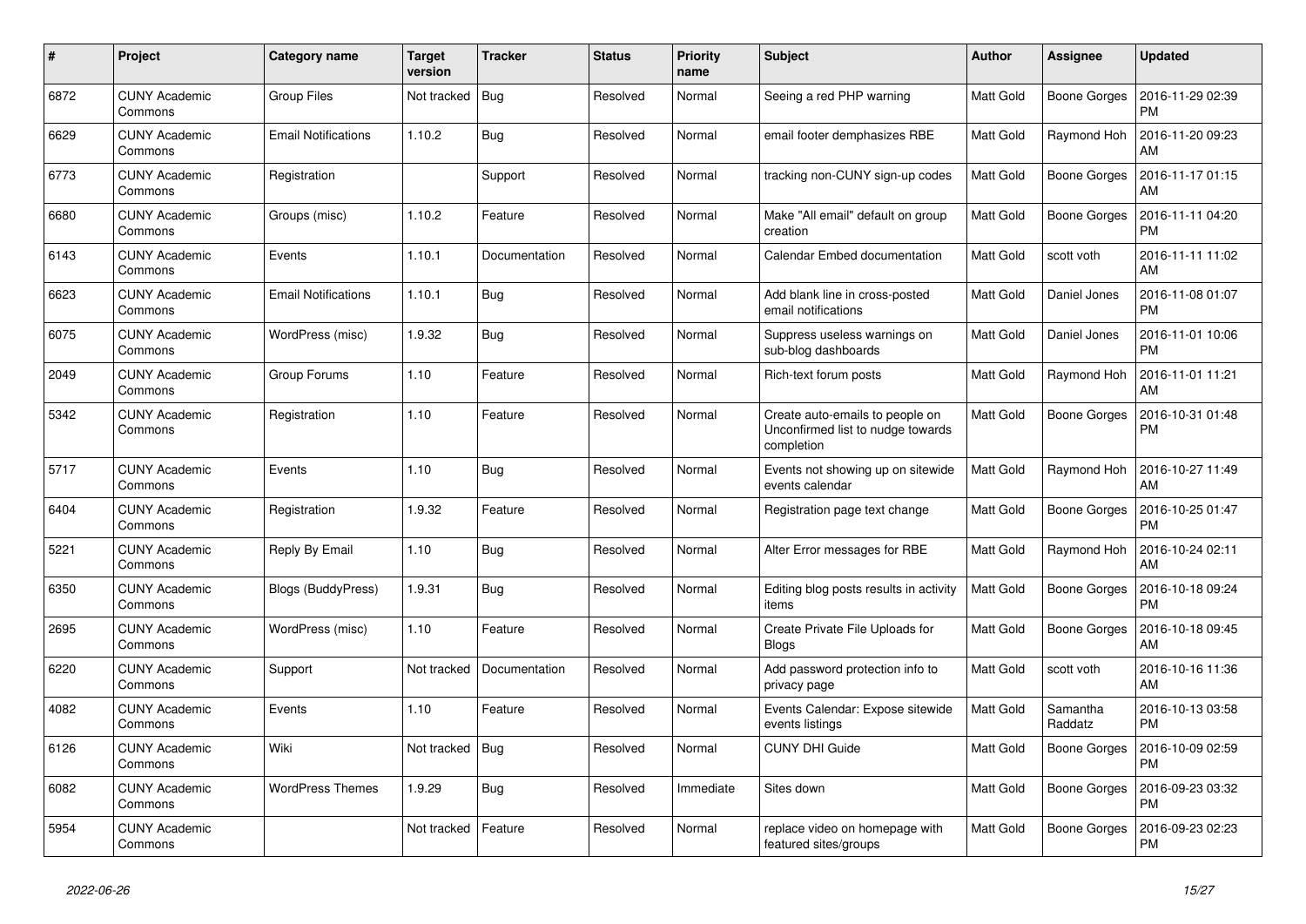| # | Project | Category name | Target version | Tracker | Status | Priority name | Subject | Author | Assignee | Updated |
|---|---|---|---|---|---|---|---|---|---|---|
| 6872 | CUNY Academic Commons | Group Files | Not tracked | Bug | Resolved | Normal | Seeing a red PHP warning | Matt Gold | Boone Gorges | 2016-11-29 02:39 PM |
| 6629 | CUNY Academic Commons | Email Notifications | 1.10.2 | Bug | Resolved | Normal | email footer demphasizes RBE | Matt Gold | Raymond Hoh | 2016-11-20 09:23 AM |
| 6773 | CUNY Academic Commons | Registration | | Support | Resolved | Normal | tracking non-CUNY sign-up codes | Matt Gold | Boone Gorges | 2016-11-17 01:15 AM |
| 6680 | CUNY Academic Commons | Groups (misc) | 1.10.2 | Feature | Resolved | Normal | Make "All email" default on group creation | Matt Gold | Boone Gorges | 2016-11-11 04:20 PM |
| 6143 | CUNY Academic Commons | Events | 1.10.1 | Documentation | Resolved | Normal | Calendar Embed documentation | Matt Gold | scott voth | 2016-11-11 11:02 AM |
| 6623 | CUNY Academic Commons | Email Notifications | 1.10.1 | Bug | Resolved | Normal | Add blank line in cross-posted email notifications | Matt Gold | Daniel Jones | 2016-11-08 01:07 PM |
| 6075 | CUNY Academic Commons | WordPress (misc) | 1.9.32 | Bug | Resolved | Normal | Suppress useless warnings on sub-blog dashboards | Matt Gold | Daniel Jones | 2016-11-01 10:06 PM |
| 2049 | CUNY Academic Commons | Group Forums | 1.10 | Feature | Resolved | Normal | Rich-text forum posts | Matt Gold | Raymond Hoh | 2016-11-01 11:21 AM |
| 5342 | CUNY Academic Commons | Registration | 1.10 | Feature | Resolved | Normal | Create auto-emails to people on Unconfirmed list to nudge towards completion | Matt Gold | Boone Gorges | 2016-10-31 01:48 PM |
| 5717 | CUNY Academic Commons | Events | 1.10 | Bug | Resolved | Normal | Events not showing up on sitewide events calendar | Matt Gold | Raymond Hoh | 2016-10-27 11:49 AM |
| 6404 | CUNY Academic Commons | Registration | 1.9.32 | Feature | Resolved | Normal | Registration page text change | Matt Gold | Boone Gorges | 2016-10-25 01:47 PM |
| 5221 | CUNY Academic Commons | Reply By Email | 1.10 | Bug | Resolved | Normal | Alter Error messages for RBE | Matt Gold | Raymond Hoh | 2016-10-24 02:11 AM |
| 6350 | CUNY Academic Commons | Blogs (BuddyPress) | 1.9.31 | Bug | Resolved | Normal | Editing blog posts results in activity items | Matt Gold | Boone Gorges | 2016-10-18 09:24 PM |
| 2695 | CUNY Academic Commons | WordPress (misc) | 1.10 | Feature | Resolved | Normal | Create Private File Uploads for Blogs | Matt Gold | Boone Gorges | 2016-10-18 09:45 AM |
| 6220 | CUNY Academic Commons | Support | Not tracked | Documentation | Resolved | Normal | Add password protection info to privacy page | Matt Gold | scott voth | 2016-10-16 11:36 AM |
| 4082 | CUNY Academic Commons | Events | 1.10 | Feature | Resolved | Normal | Events Calendar: Expose sitewide events listings | Matt Gold | Samantha Raddatz | 2016-10-13 03:58 PM |
| 6126 | CUNY Academic Commons | Wiki | Not tracked | Bug | Resolved | Normal | CUNY DHI Guide | Matt Gold | Boone Gorges | 2016-10-09 02:59 PM |
| 6082 | CUNY Academic Commons | WordPress Themes | 1.9.29 | Bug | Resolved | Immediate | Sites down | Matt Gold | Boone Gorges | 2016-09-23 03:32 PM |
| 5954 | CUNY Academic Commons | | Not tracked | Feature | Resolved | Normal | replace video on homepage with featured sites/groups | Matt Gold | Boone Gorges | 2016-09-23 02:23 PM |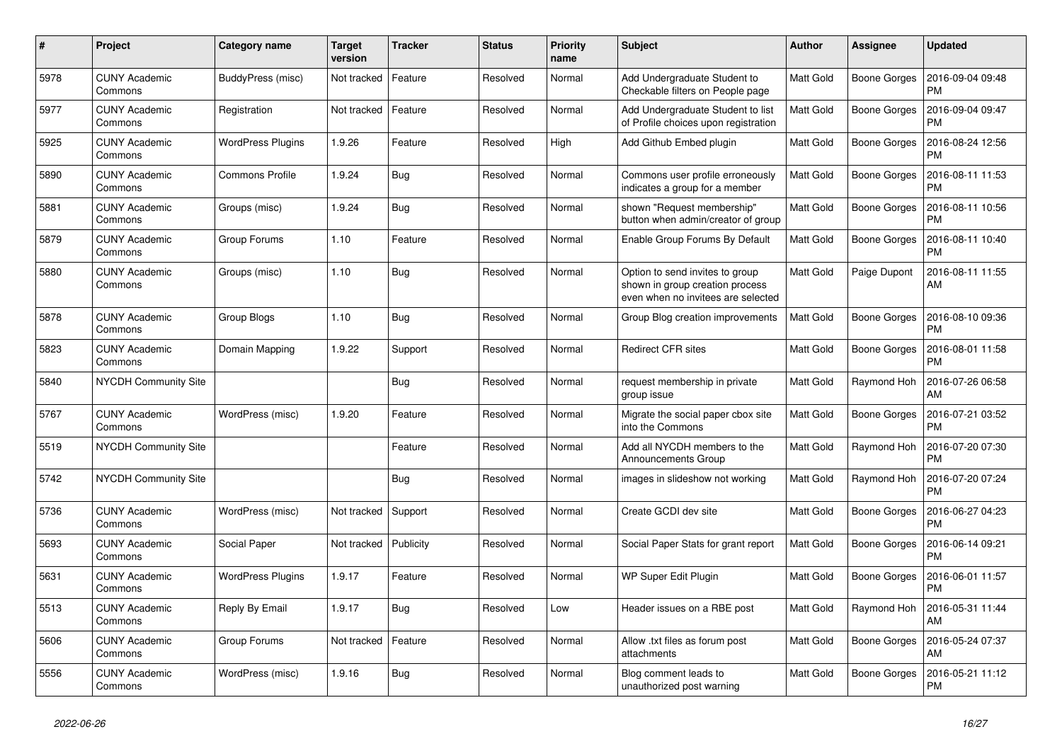| # | Project | Category name | Target version | Tracker | Status | Priority name | Subject | Author | Assignee | Updated |
|---|---|---|---|---|---|---|---|---|---|---|
| 5978 | CUNY Academic Commons | BuddyPress (misc) | Not tracked | Feature | Resolved | Normal | Add Undergraduate Student to Checkable filters on People page | Matt Gold | Boone Gorges | 2016-09-04 09:48 PM |
| 5977 | CUNY Academic Commons | Registration | Not tracked | Feature | Resolved | Normal | Add Undergraduate Student to list of Profile choices upon registration | Matt Gold | Boone Gorges | 2016-09-04 09:47 PM |
| 5925 | CUNY Academic Commons | WordPress Plugins | 1.9.26 | Feature | Resolved | High | Add Github Embed plugin | Matt Gold | Boone Gorges | 2016-08-24 12:56 PM |
| 5890 | CUNY Academic Commons | Commons Profile | 1.9.24 | Bug | Resolved | Normal | Commons user profile erroneously indicates a group for a member | Matt Gold | Boone Gorges | 2016-08-11 11:53 PM |
| 5881 | CUNY Academic Commons | Groups (misc) | 1.9.24 | Bug | Resolved | Normal | shown "Request membership" button when admin/creator of group | Matt Gold | Boone Gorges | 2016-08-11 10:56 PM |
| 5879 | CUNY Academic Commons | Group Forums | 1.10 | Feature | Resolved | Normal | Enable Group Forums By Default | Matt Gold | Boone Gorges | 2016-08-11 10:40 PM |
| 5880 | CUNY Academic Commons | Groups (misc) | 1.10 | Bug | Resolved | Normal | Option to send invites to group shown in group creation process even when no invitees are selected | Matt Gold | Paige Dupont | 2016-08-11 11:55 AM |
| 5878 | CUNY Academic Commons | Group Blogs | 1.10 | Bug | Resolved | Normal | Group Blog creation improvements | Matt Gold | Boone Gorges | 2016-08-10 09:36 PM |
| 5823 | CUNY Academic Commons | Domain Mapping | 1.9.22 | Support | Resolved | Normal | Redirect CFR sites | Matt Gold | Boone Gorges | 2016-08-01 11:58 PM |
| 5840 | NYCDH Community Site | | | Bug | Resolved | Normal | request membership in private group issue | Matt Gold | Raymond Hoh | 2016-07-26 06:58 AM |
| 5767 | CUNY Academic Commons | WordPress (misc) | 1.9.20 | Feature | Resolved | Normal | Migrate the social paper cbox site into the Commons | Matt Gold | Boone Gorges | 2016-07-21 03:52 PM |
| 5519 | NYCDH Community Site | | | Feature | Resolved | Normal | Add all NYCDH members to the Announcements Group | Matt Gold | Raymond Hoh | 2016-07-20 07:30 PM |
| 5742 | NYCDH Community Site | | | Bug | Resolved | Normal | images in slideshow not working | Matt Gold | Raymond Hoh | 2016-07-20 07:24 PM |
| 5736 | CUNY Academic Commons | WordPress (misc) | Not tracked | Support | Resolved | Normal | Create GCDI dev site | Matt Gold | Boone Gorges | 2016-06-27 04:23 PM |
| 5693 | CUNY Academic Commons | Social Paper | Not tracked | Publicity | Resolved | Normal | Social Paper Stats for grant report | Matt Gold | Boone Gorges | 2016-06-14 09:21 PM |
| 5631 | CUNY Academic Commons | WordPress Plugins | 1.9.17 | Feature | Resolved | Normal | WP Super Edit Plugin | Matt Gold | Boone Gorges | 2016-06-01 11:57 PM |
| 5513 | CUNY Academic Commons | Reply By Email | 1.9.17 | Bug | Resolved | Low | Header issues on a RBE post | Matt Gold | Raymond Hoh | 2016-05-31 11:44 AM |
| 5606 | CUNY Academic Commons | Group Forums | Not tracked | Feature | Resolved | Normal | Allow .txt files as forum post attachments | Matt Gold | Boone Gorges | 2016-05-24 07:37 AM |
| 5556 | CUNY Academic Commons | WordPress (misc) | 1.9.16 | Bug | Resolved | Normal | Blog comment leads to unauthorized post warning | Matt Gold | Boone Gorges | 2016-05-21 11:12 PM |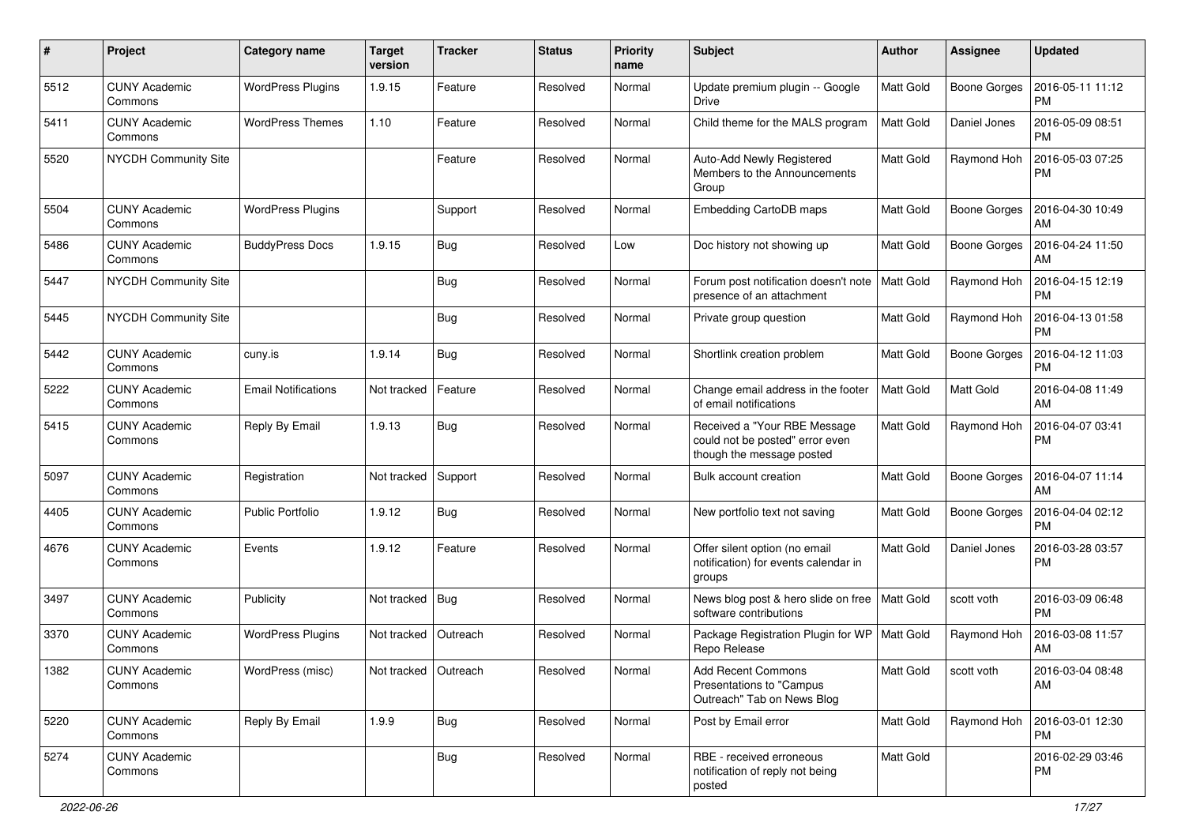| # | Project | Category name | Target version | Tracker | Status | Priority name | Subject | Author | Assignee | Updated |
|---|---|---|---|---|---|---|---|---|---|---|
| 5512 | CUNY Academic Commons | WordPress Plugins | 1.9.15 | Feature | Resolved | Normal | Update premium plugin -- Google Drive | Matt Gold | Boone Gorges | 2016-05-11 11:12 PM |
| 5411 | CUNY Academic Commons | WordPress Themes | 1.10 | Feature | Resolved | Normal | Child theme for the MALS program | Matt Gold | Daniel Jones | 2016-05-09 08:51 PM |
| 5520 | NYCDH Community Site | | | Feature | Resolved | Normal | Auto-Add Newly Registered Members to the Announcements Group | Matt Gold | Raymond Hoh | 2016-05-03 07:25 PM |
| 5504 | CUNY Academic Commons | WordPress Plugins | | Support | Resolved | Normal | Embedding CartoDB maps | Matt Gold | Boone Gorges | 2016-04-30 10:49 AM |
| 5486 | CUNY Academic Commons | BuddyPress Docs | 1.9.15 | Bug | Resolved | Low | Doc history not showing up | Matt Gold | Boone Gorges | 2016-04-24 11:50 AM |
| 5447 | NYCDH Community Site | | | Bug | Resolved | Normal | Forum post notification doesn't note presence of an attachment | Matt Gold | Raymond Hoh | 2016-04-15 12:19 PM |
| 5445 | NYCDH Community Site | | | Bug | Resolved | Normal | Private group question | Matt Gold | Raymond Hoh | 2016-04-13 01:58 PM |
| 5442 | CUNY Academic Commons | cuny.is | 1.9.14 | Bug | Resolved | Normal | Shortlink creation problem | Matt Gold | Boone Gorges | 2016-04-12 11:03 PM |
| 5222 | CUNY Academic Commons | Email Notifications | Not tracked | Feature | Resolved | Normal | Change email address in the footer of email notifications | Matt Gold | Matt Gold | 2016-04-08 11:49 AM |
| 5415 | CUNY Academic Commons | Reply By Email | 1.9.13 | Bug | Resolved | Normal | Received a "Your RBE Message could not be posted" error even though the message posted | Matt Gold | Raymond Hoh | 2016-04-07 03:41 PM |
| 5097 | CUNY Academic Commons | Registration | Not tracked | Support | Resolved | Normal | Bulk account creation | Matt Gold | Boone Gorges | 2016-04-07 11:14 AM |
| 4405 | CUNY Academic Commons | Public Portfolio | 1.9.12 | Bug | Resolved | Normal | New portfolio text not saving | Matt Gold | Boone Gorges | 2016-04-04 02:12 PM |
| 4676 | CUNY Academic Commons | Events | 1.9.12 | Feature | Resolved | Normal | Offer silent option (no email notification) for events calendar in groups | Matt Gold | Daniel Jones | 2016-03-28 03:57 PM |
| 3497 | CUNY Academic Commons | Publicity | Not tracked | Bug | Resolved | Normal | News blog post & hero slide on free software contributions | Matt Gold | scott voth | 2016-03-09 06:48 PM |
| 3370 | CUNY Academic Commons | WordPress Plugins | Not tracked | Outreach | Resolved | Normal | Package Registration Plugin for WP Repo Release | Matt Gold | Raymond Hoh | 2016-03-08 11:57 AM |
| 1382 | CUNY Academic Commons | WordPress (misc) | Not tracked | Outreach | Resolved | Normal | Add Recent Commons Presentations to "Campus Outreach" Tab on News Blog | Matt Gold | scott voth | 2016-03-04 08:48 AM |
| 5220 | CUNY Academic Commons | Reply By Email | 1.9.9 | Bug | Resolved | Normal | Post by Email error | Matt Gold | Raymond Hoh | 2016-03-01 12:30 PM |
| 5274 | CUNY Academic Commons | | | Bug | Resolved | Normal | RBE - received erroneous notification of reply not being posted | Matt Gold | | 2016-02-29 03:46 PM |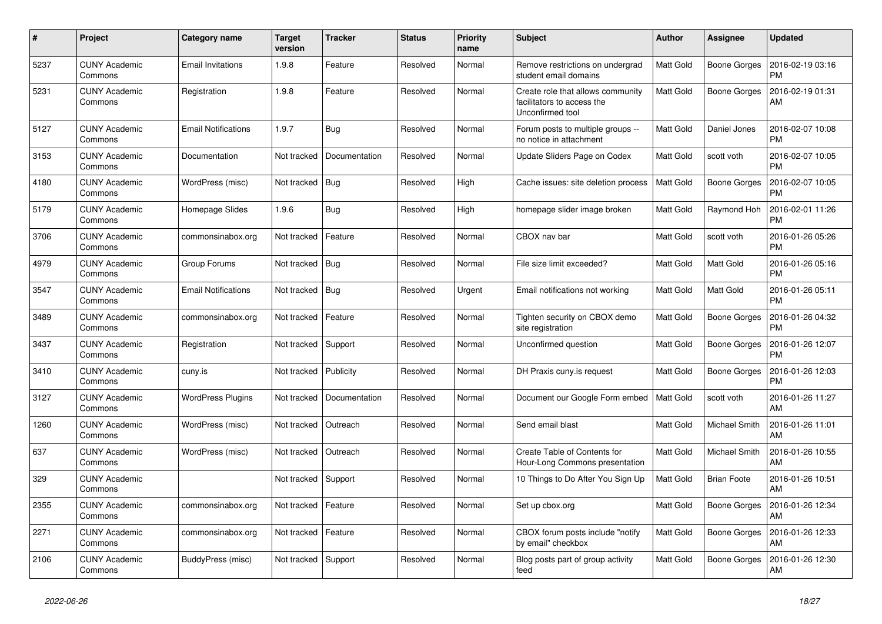| # | Project | Category name | Target version | Tracker | Status | Priority name | Subject | Author | Assignee | Updated |
|---|---|---|---|---|---|---|---|---|---|---|
| 5237 | CUNY Academic Commons | Email Invitations | 1.9.8 | Feature | Resolved | Normal | Remove restrictions on undergrad student email domains | Matt Gold | Boone Gorges | 2016-02-19 03:16 PM |
| 5231 | CUNY Academic Commons | Registration | 1.9.8 | Feature | Resolved | Normal | Create role that allows community facilitators to access the Unconfirmed tool | Matt Gold | Boone Gorges | 2016-02-19 01:31 AM |
| 5127 | CUNY Academic Commons | Email Notifications | 1.9.7 | Bug | Resolved | Normal | Forum posts to multiple groups -- no notice in attachment | Matt Gold | Daniel Jones | 2016-02-07 10:08 PM |
| 3153 | CUNY Academic Commons | Documentation | Not tracked | Documentation | Resolved | Normal | Update Sliders Page on Codex | Matt Gold | scott voth | 2016-02-07 10:05 PM |
| 4180 | CUNY Academic Commons | WordPress (misc) | Not tracked | Bug | Resolved | High | Cache issues: site deletion process | Matt Gold | Boone Gorges | 2016-02-07 10:05 PM |
| 5179 | CUNY Academic Commons | Homepage Slides | 1.9.6 | Bug | Resolved | High | homepage slider image broken | Matt Gold | Raymond Hoh | 2016-02-01 11:26 PM |
| 3706 | CUNY Academic Commons | commonsinabox.org | Not tracked | Feature | Resolved | Normal | CBOX nav bar | Matt Gold | scott voth | 2016-01-26 05:26 PM |
| 4979 | CUNY Academic Commons | Group Forums | Not tracked | Bug | Resolved | Normal | File size limit exceeded? | Matt Gold | Matt Gold | 2016-01-26 05:16 PM |
| 3547 | CUNY Academic Commons | Email Notifications | Not tracked | Bug | Resolved | Urgent | Email notifications not working | Matt Gold | Matt Gold | 2016-01-26 05:11 PM |
| 3489 | CUNY Academic Commons | commonsinabox.org | Not tracked | Feature | Resolved | Normal | Tighten security on CBOX demo site registration | Matt Gold | Boone Gorges | 2016-01-26 04:32 PM |
| 3437 | CUNY Academic Commons | Registration | Not tracked | Support | Resolved | Normal | Unconfirmed question | Matt Gold | Boone Gorges | 2016-01-26 12:07 PM |
| 3410 | CUNY Academic Commons | cuny.is | Not tracked | Publicity | Resolved | Normal | DH Praxis cuny.is request | Matt Gold | Boone Gorges | 2016-01-26 12:03 PM |
| 3127 | CUNY Academic Commons | WordPress Plugins | Not tracked | Documentation | Resolved | Normal | Document our Google Form embed | Matt Gold | scott voth | 2016-01-26 11:27 AM |
| 1260 | CUNY Academic Commons | WordPress (misc) | Not tracked | Outreach | Resolved | Normal | Send email blast | Matt Gold | Michael Smith | 2016-01-26 11:01 AM |
| 637 | CUNY Academic Commons | WordPress (misc) | Not tracked | Outreach | Resolved | Normal | Create Table of Contents for Hour-Long Commons presentation | Matt Gold | Michael Smith | 2016-01-26 10:55 AM |
| 329 | CUNY Academic Commons | | Not tracked | Support | Resolved | Normal | 10 Things to Do After You Sign Up | Matt Gold | Brian Foote | 2016-01-26 10:51 AM |
| 2355 | CUNY Academic Commons | commonsinabox.org | Not tracked | Feature | Resolved | Normal | Set up cbox.org | Matt Gold | Boone Gorges | 2016-01-26 12:34 AM |
| 2271 | CUNY Academic Commons | commonsinabox.org | Not tracked | Feature | Resolved | Normal | CBOX forum posts include "notify by email" checkbox | Matt Gold | Boone Gorges | 2016-01-26 12:33 AM |
| 2106 | CUNY Academic Commons | BuddyPress (misc) | Not tracked | Support | Resolved | Normal | Blog posts part of group activity feed | Matt Gold | Boone Gorges | 2016-01-26 12:30 AM |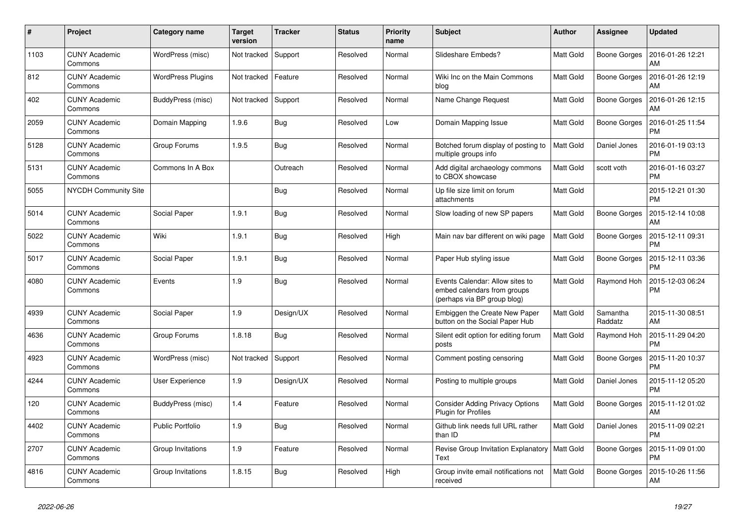| # | Project | Category name | Target version | Tracker | Status | Priority name | Subject | Author | Assignee | Updated |
|---|---|---|---|---|---|---|---|---|---|---|
| 1103 | CUNY Academic Commons | WordPress (misc) | Not tracked | Support | Resolved | Normal | Slideshare Embeds? | Matt Gold | Boone Gorges | 2016-01-26 12:21 AM |
| 812 | CUNY Academic Commons | WordPress Plugins | Not tracked | Feature | Resolved | Normal | Wiki Inc on the Main Commons blog | Matt Gold | Boone Gorges | 2016-01-26 12:19 AM |
| 402 | CUNY Academic Commons | BuddyPress (misc) | Not tracked | Support | Resolved | Normal | Name Change Request | Matt Gold | Boone Gorges | 2016-01-26 12:15 AM |
| 2059 | CUNY Academic Commons | Domain Mapping | 1.9.6 | Bug | Resolved | Low | Domain Mapping Issue | Matt Gold | Boone Gorges | 2016-01-25 11:54 PM |
| 5128 | CUNY Academic Commons | Group Forums | 1.9.5 | Bug | Resolved | Normal | Botched forum display of posting to multiple groups info | Matt Gold | Daniel Jones | 2016-01-19 03:13 PM |
| 5131 | CUNY Academic Commons | Commons In A Box | | Outreach | Resolved | Normal | Add digital archaeology commons to CBOX showcase | Matt Gold | scott voth | 2016-01-16 03:27 PM |
| 5055 | NYCDH Community Site | | | Bug | Resolved | Normal | Up file size limit on forum attachments | Matt Gold | | 2015-12-21 01:30 PM |
| 5014 | CUNY Academic Commons | Social Paper | 1.9.1 | Bug | Resolved | Normal | Slow loading of new SP papers | Matt Gold | Boone Gorges | 2015-12-14 10:08 AM |
| 5022 | CUNY Academic Commons | Wiki | 1.9.1 | Bug | Resolved | High | Main nav bar different on wiki page | Matt Gold | Boone Gorges | 2015-12-11 09:31 PM |
| 5017 | CUNY Academic Commons | Social Paper | 1.9.1 | Bug | Resolved | Normal | Paper Hub styling issue | Matt Gold | Boone Gorges | 2015-12-11 03:36 PM |
| 4080 | CUNY Academic Commons | Events | 1.9 | Bug | Resolved | Normal | Events Calendar: Allow sites to embed calendars from groups (perhaps via BP group blog) | Matt Gold | Raymond Hoh | 2015-12-03 06:24 PM |
| 4939 | CUNY Academic Commons | Social Paper | 1.9 | Design/UX | Resolved | Normal | Embiggen the Create New Paper button on the Social Paper Hub | Matt Gold | Samantha Raddatz | 2015-11-30 08:51 AM |
| 4636 | CUNY Academic Commons | Group Forums | 1.8.18 | Bug | Resolved | Normal | Silent edit option for editing forum posts | Matt Gold | Raymond Hoh | 2015-11-29 04:20 PM |
| 4923 | CUNY Academic Commons | WordPress (misc) | Not tracked | Support | Resolved | Normal | Comment posting censoring | Matt Gold | Boone Gorges | 2015-11-20 10:37 PM |
| 4244 | CUNY Academic Commons | User Experience | 1.9 | Design/UX | Resolved | Normal | Posting to multiple groups | Matt Gold | Daniel Jones | 2015-11-12 05:20 PM |
| 120 | CUNY Academic Commons | BuddyPress (misc) | 1.4 | Feature | Resolved | Normal | Consider Adding Privacy Options Plugin for Profiles | Matt Gold | Boone Gorges | 2015-11-12 01:02 AM |
| 4402 | CUNY Academic Commons | Public Portfolio | 1.9 | Bug | Resolved | Normal | Github link needs full URL rather than ID | Matt Gold | Daniel Jones | 2015-11-09 02:21 PM |
| 2707 | CUNY Academic Commons | Group Invitations | 1.9 | Feature | Resolved | Normal | Revise Group Invitation Explanatory Text | Matt Gold | Boone Gorges | 2015-11-09 01:00 PM |
| 4816 | CUNY Academic Commons | Group Invitations | 1.8.15 | Bug | Resolved | High | Group invite email notifications not received | Matt Gold | Boone Gorges | 2015-10-26 11:56 AM |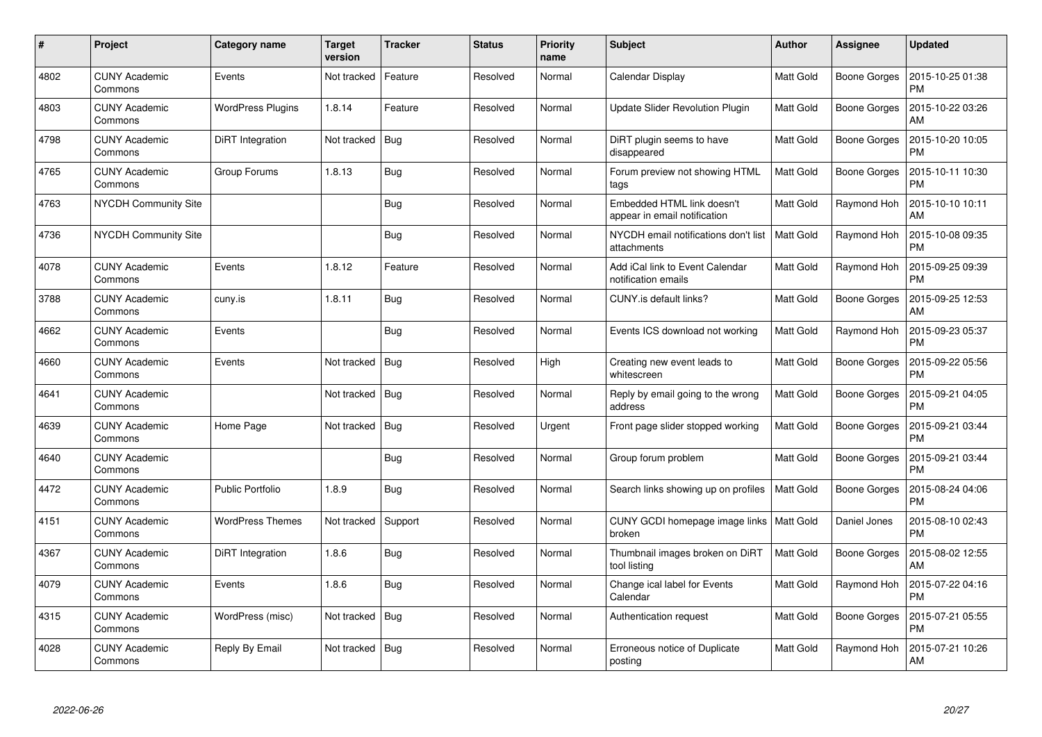| # | Project | Category name | Target version | Tracker | Status | Priority name | Subject | Author | Assignee | Updated |
|---|---|---|---|---|---|---|---|---|---|---|
| 4802 | CUNY Academic Commons | Events | Not tracked | Feature | Resolved | Normal | Calendar Display | Matt Gold | Boone Gorges | 2015-10-25 01:38 PM |
| 4803 | CUNY Academic Commons | WordPress Plugins | 1.8.14 | Feature | Resolved | Normal | Update Slider Revolution Plugin | Matt Gold | Boone Gorges | 2015-10-22 03:26 AM |
| 4798 | CUNY Academic Commons | DiRT Integration | Not tracked | Bug | Resolved | Normal | DiRT plugin seems to have disappeared | Matt Gold | Boone Gorges | 2015-10-20 10:05 PM |
| 4765 | CUNY Academic Commons | Group Forums | 1.8.13 | Bug | Resolved | Normal | Forum preview not showing HTML tags | Matt Gold | Boone Gorges | 2015-10-11 10:30 PM |
| 4763 | NYCDH Community Site | | | Bug | Resolved | Normal | Embedded HTML link doesn't appear in email notification | Matt Gold | Raymond Hoh | 2015-10-10 10:11 AM |
| 4736 | NYCDH Community Site | | | Bug | Resolved | Normal | NYCDH email notifications don't list attachments | Matt Gold | Raymond Hoh | 2015-10-08 09:35 PM |
| 4078 | CUNY Academic Commons | Events | 1.8.12 | Feature | Resolved | Normal | Add iCal link to Event Calendar notification emails | Matt Gold | Raymond Hoh | 2015-09-25 09:39 PM |
| 3788 | CUNY Academic Commons | cuny.is | 1.8.11 | Bug | Resolved | Normal | CUNY.is default links? | Matt Gold | Boone Gorges | 2015-09-25 12:53 AM |
| 4662 | CUNY Academic Commons | Events | | Bug | Resolved | Normal | Events ICS download not working | Matt Gold | Raymond Hoh | 2015-09-23 05:37 PM |
| 4660 | CUNY Academic Commons | Events | Not tracked | Bug | Resolved | High | Creating new event leads to whitescreen | Matt Gold | Boone Gorges | 2015-09-22 05:56 PM |
| 4641 | CUNY Academic Commons | | Not tracked | Bug | Resolved | Normal | Reply by email going to the wrong address | Matt Gold | Boone Gorges | 2015-09-21 04:05 PM |
| 4639 | CUNY Academic Commons | Home Page | Not tracked | Bug | Resolved | Urgent | Front page slider stopped working | Matt Gold | Boone Gorges | 2015-09-21 03:44 PM |
| 4640 | CUNY Academic Commons | | | Bug | Resolved | Normal | Group forum problem | Matt Gold | Boone Gorges | 2015-09-21 03:44 PM |
| 4472 | CUNY Academic Commons | Public Portfolio | 1.8.9 | Bug | Resolved | Normal | Search links showing up on profiles | Matt Gold | Boone Gorges | 2015-08-24 04:06 PM |
| 4151 | CUNY Academic Commons | WordPress Themes | Not tracked | Support | Resolved | Normal | CUNY GCDI homepage image links broken | Matt Gold | Daniel Jones | 2015-08-10 02:43 PM |
| 4367 | CUNY Academic Commons | DiRT Integration | 1.8.6 | Bug | Resolved | Normal | Thumbnail images broken on DiRT tool listing | Matt Gold | Boone Gorges | 2015-08-02 12:55 AM |
| 4079 | CUNY Academic Commons | Events | 1.8.6 | Bug | Resolved | Normal | Change ical label for Events Calendar | Matt Gold | Raymond Hoh | 2015-07-22 04:16 PM |
| 4315 | CUNY Academic Commons | WordPress (misc) | Not tracked | Bug | Resolved | Normal | Authentication request | Matt Gold | Boone Gorges | 2015-07-21 05:55 PM |
| 4028 | CUNY Academic Commons | Reply By Email | Not tracked | Bug | Resolved | Normal | Erroneous notice of Duplicate posting | Matt Gold | Raymond Hoh | 2015-07-21 10:26 AM |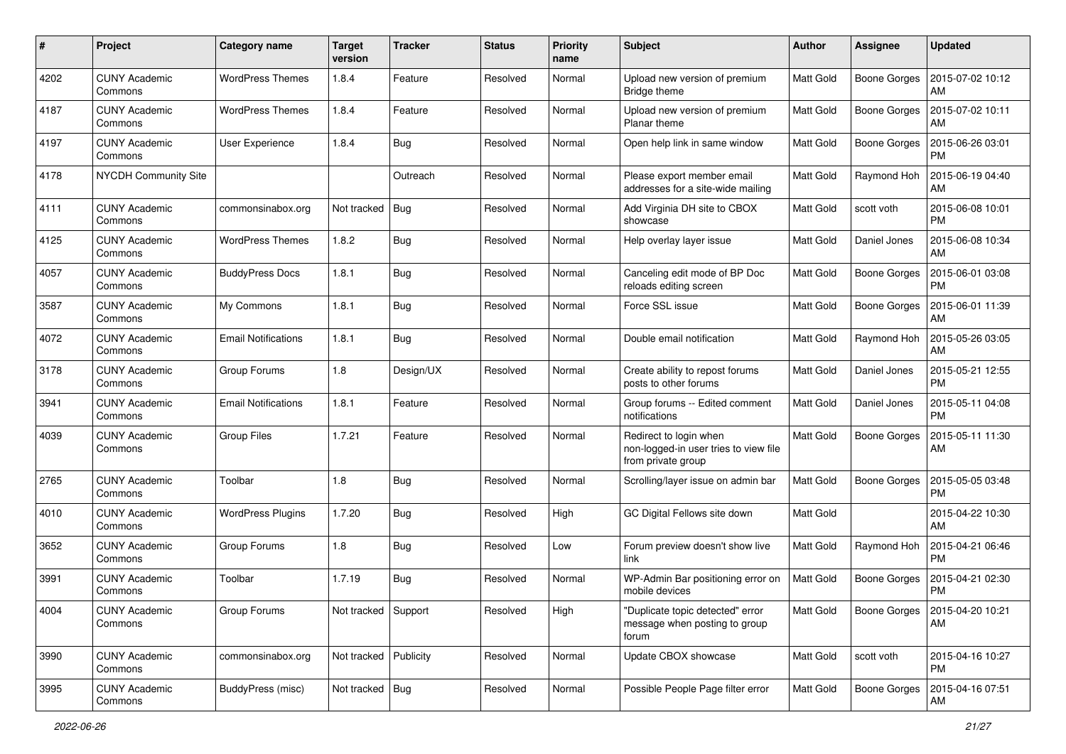| # | Project | Category name | Target version | Tracker | Status | Priority name | Subject | Author | Assignee | Updated |
|---|---|---|---|---|---|---|---|---|---|---|
| 4202 | CUNY Academic Commons | WordPress Themes | 1.8.4 | Feature | Resolved | Normal | Upload new version of premium Bridge theme | Matt Gold | Boone Gorges | 2015-07-02 10:12 AM |
| 4187 | CUNY Academic Commons | WordPress Themes | 1.8.4 | Feature | Resolved | Normal | Upload new version of premium Planar theme | Matt Gold | Boone Gorges | 2015-07-02 10:11 AM |
| 4197 | CUNY Academic Commons | User Experience | 1.8.4 | Bug | Resolved | Normal | Open help link in same window | Matt Gold | Boone Gorges | 2015-06-26 03:01 PM |
| 4178 | NYCDH Community Site | | | Outreach | Resolved | Normal | Please export member email addresses for a site-wide mailing | Matt Gold | Raymond Hoh | 2015-06-19 04:40 AM |
| 4111 | CUNY Academic Commons | commonsinabox.org | Not tracked | Bug | Resolved | Normal | Add Virginia DH site to CBOX showcase | Matt Gold | scott voth | 2015-06-08 10:01 PM |
| 4125 | CUNY Academic Commons | WordPress Themes | 1.8.2 | Bug | Resolved | Normal | Help overlay layer issue | Matt Gold | Daniel Jones | 2015-06-08 10:34 AM |
| 4057 | CUNY Academic Commons | BuddyPress Docs | 1.8.1 | Bug | Resolved | Normal | Canceling edit mode of BP Doc reloads editing screen | Matt Gold | Boone Gorges | 2015-06-01 03:08 PM |
| 3587 | CUNY Academic Commons | My Commons | 1.8.1 | Bug | Resolved | Normal | Force SSL issue | Matt Gold | Boone Gorges | 2015-06-01 11:39 AM |
| 4072 | CUNY Academic Commons | Email Notifications | 1.8.1 | Bug | Resolved | Normal | Double email notification | Matt Gold | Raymond Hoh | 2015-05-26 03:05 AM |
| 3178 | CUNY Academic Commons | Group Forums | 1.8 | Design/UX | Resolved | Normal | Create ability to repost forums posts to other forums | Matt Gold | Daniel Jones | 2015-05-21 12:55 PM |
| 3941 | CUNY Academic Commons | Email Notifications | 1.8.1 | Feature | Resolved | Normal | Group forums -- Edited comment notifications | Matt Gold | Daniel Jones | 2015-05-11 04:08 PM |
| 4039 | CUNY Academic Commons | Group Files | 1.7.21 | Feature | Resolved | Normal | Redirect to login when non-logged-in user tries to view file from private group | Matt Gold | Boone Gorges | 2015-05-11 11:30 AM |
| 2765 | CUNY Academic Commons | Toolbar | 1.8 | Bug | Resolved | Normal | Scrolling/layer issue on admin bar | Matt Gold | Boone Gorges | 2015-05-05 03:48 PM |
| 4010 | CUNY Academic Commons | WordPress Plugins | 1.7.20 | Bug | Resolved | High | GC Digital Fellows site down | Matt Gold | | 2015-04-22 10:30 AM |
| 3652 | CUNY Academic Commons | Group Forums | 1.8 | Bug | Resolved | Low | Forum preview doesn't show live link | Matt Gold | Raymond Hoh | 2015-04-21 06:46 PM |
| 3991 | CUNY Academic Commons | Toolbar | 1.7.19 | Bug | Resolved | Normal | WP-Admin Bar positioning error on mobile devices | Matt Gold | Boone Gorges | 2015-04-21 02:30 PM |
| 4004 | CUNY Academic Commons | Group Forums | Not tracked | Support | Resolved | High | "Duplicate topic detected" error message when posting to group forum | Matt Gold | Boone Gorges | 2015-04-20 10:21 AM |
| 3990 | CUNY Academic Commons | commonsinabox.org | Not tracked | Publicity | Resolved | Normal | Update CBOX showcase | Matt Gold | scott voth | 2015-04-16 10:27 PM |
| 3995 | CUNY Academic Commons | BuddyPress (misc) | Not tracked | Bug | Resolved | Normal | Possible People Page filter error | Matt Gold | Boone Gorges | 2015-04-16 07:51 AM |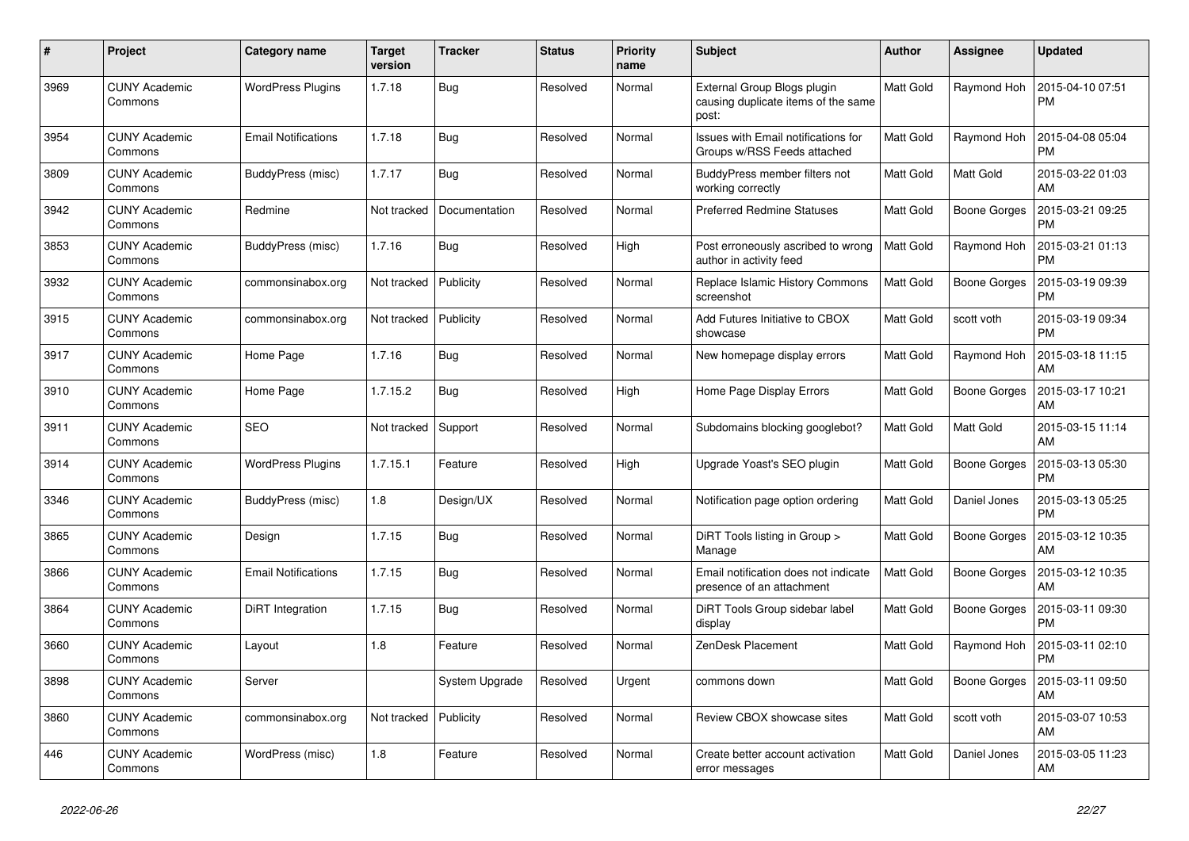| # | Project | Category name | Target version | Tracker | Status | Priority name | Subject | Author | Assignee | Updated |
|---|---|---|---|---|---|---|---|---|---|---|
| 3969 | CUNY Academic Commons | WordPress Plugins | 1.7.18 | Bug | Resolved | Normal | External Group Blogs plugin causing duplicate items of the same post: | Matt Gold | Raymond Hoh | 2015-04-10 07:51 PM |
| 3954 | CUNY Academic Commons | Email Notifications | 1.7.18 | Bug | Resolved | Normal | Issues with Email notifications for Groups w/RSS Feeds attached | Matt Gold | Raymond Hoh | 2015-04-08 05:04 PM |
| 3809 | CUNY Academic Commons | BuddyPress (misc) | 1.7.17 | Bug | Resolved | Normal | BuddyPress member filters not working correctly | Matt Gold | Matt Gold | 2015-03-22 01:03 AM |
| 3942 | CUNY Academic Commons | Redmine | Not tracked | Documentation | Resolved | Normal | Preferred Redmine Statuses | Matt Gold | Boone Gorges | 2015-03-21 09:25 PM |
| 3853 | CUNY Academic Commons | BuddyPress (misc) | 1.7.16 | Bug | Resolved | High | Post erroneously ascribed to wrong author in activity feed | Matt Gold | Raymond Hoh | 2015-03-21 01:13 PM |
| 3932 | CUNY Academic Commons | commonsinabox.org | Not tracked | Publicity | Resolved | Normal | Replace Islamic History Commons screenshot | Matt Gold | Boone Gorges | 2015-03-19 09:39 PM |
| 3915 | CUNY Academic Commons | commonsinabox.org | Not tracked | Publicity | Resolved | Normal | Add Futures Initiative to CBOX showcase | Matt Gold | scott voth | 2015-03-19 09:34 PM |
| 3917 | CUNY Academic Commons | Home Page | 1.7.16 | Bug | Resolved | Normal | New homepage display errors | Matt Gold | Raymond Hoh | 2015-03-18 11:15 AM |
| 3910 | CUNY Academic Commons | Home Page | 1.7.15.2 | Bug | Resolved | High | Home Page Display Errors | Matt Gold | Boone Gorges | 2015-03-17 10:21 AM |
| 3911 | CUNY Academic Commons | SEO | Not tracked | Support | Resolved | Normal | Subdomains blocking googlebot? | Matt Gold | Matt Gold | 2015-03-15 11:14 AM |
| 3914 | CUNY Academic Commons | WordPress Plugins | 1.7.15.1 | Feature | Resolved | High | Upgrade Yoast's SEO plugin | Matt Gold | Boone Gorges | 2015-03-13 05:30 PM |
| 3346 | CUNY Academic Commons | BuddyPress (misc) | 1.8 | Design/UX | Resolved | Normal | Notification page option ordering | Matt Gold | Daniel Jones | 2015-03-13 05:25 PM |
| 3865 | CUNY Academic Commons | Design | 1.7.15 | Bug | Resolved | Normal | DiRT Tools listing in Group > Manage | Matt Gold | Boone Gorges | 2015-03-12 10:35 AM |
| 3866 | CUNY Academic Commons | Email Notifications | 1.7.15 | Bug | Resolved | Normal | Email notification does not indicate presence of an attachment | Matt Gold | Boone Gorges | 2015-03-12 10:35 AM |
| 3864 | CUNY Academic Commons | DiRT Integration | 1.7.15 | Bug | Resolved | Normal | DiRT Tools Group sidebar label display | Matt Gold | Boone Gorges | 2015-03-11 09:30 PM |
| 3660 | CUNY Academic Commons | Layout | 1.8 | Feature | Resolved | Normal | ZenDesk Placement | Matt Gold | Raymond Hoh | 2015-03-11 02:10 PM |
| 3898 | CUNY Academic Commons | Server | | System Upgrade | Resolved | Urgent | commons down | Matt Gold | Boone Gorges | 2015-03-11 09:50 AM |
| 3860 | CUNY Academic Commons | commonsinabox.org | Not tracked | Publicity | Resolved | Normal | Review CBOX showcase sites | Matt Gold | scott voth | 2015-03-07 10:53 AM |
| 446 | CUNY Academic Commons | WordPress (misc) | 1.8 | Feature | Resolved | Normal | Create better account activation error messages | Matt Gold | Daniel Jones | 2015-03-05 11:23 AM |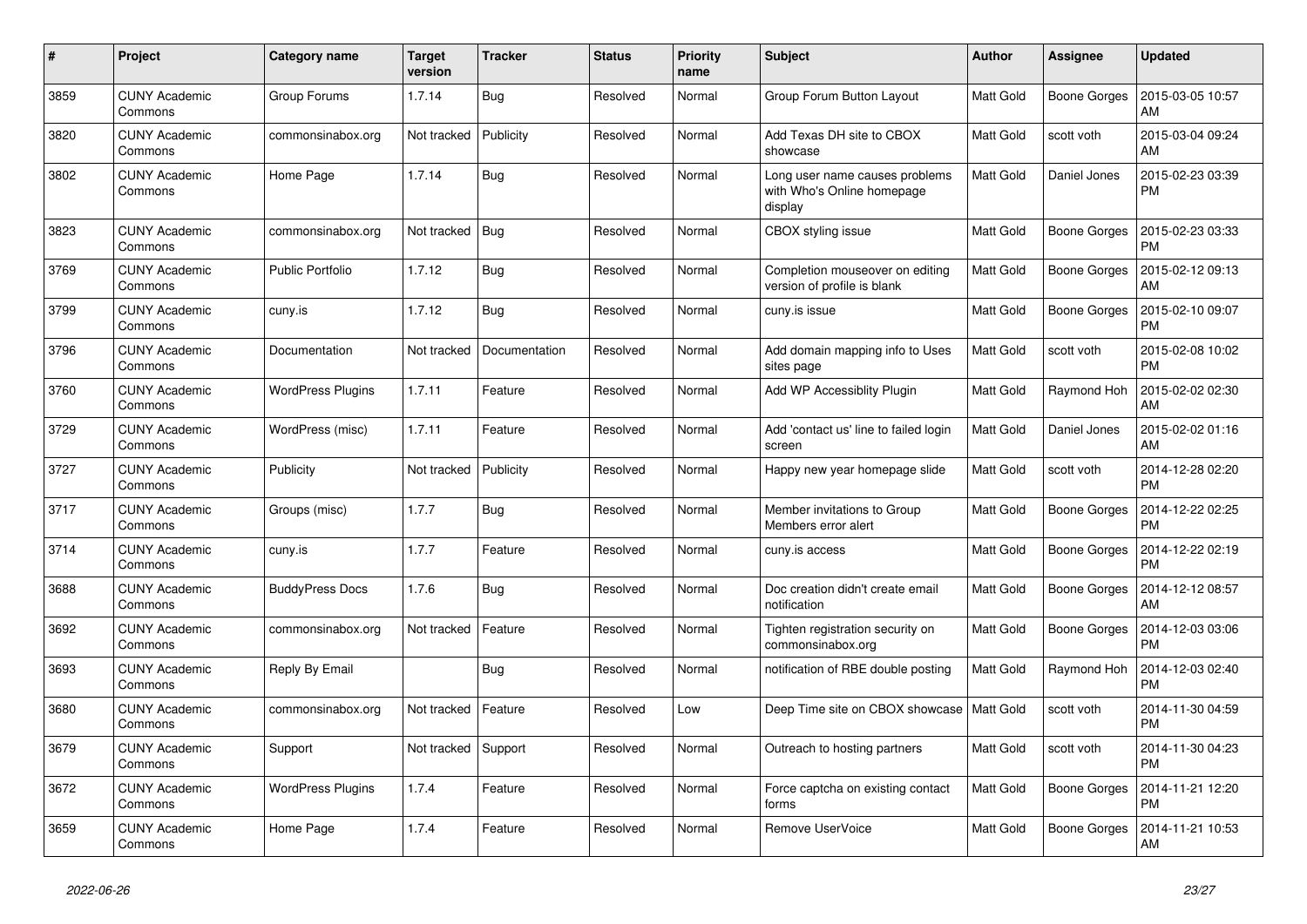| # | Project | Category name | Target version | Tracker | Status | Priority name | Subject | Author | Assignee | Updated |
|---|---|---|---|---|---|---|---|---|---|---|
| 3859 | CUNY Academic Commons | Group Forums | 1.7.14 | Bug | Resolved | Normal | Group Forum Button Layout | Matt Gold | Boone Gorges | 2015-03-05 10:57 AM |
| 3820 | CUNY Academic Commons | commonsinabox.org | Not tracked | Publicity | Resolved | Normal | Add Texas DH site to CBOX showcase | Matt Gold | scott voth | 2015-03-04 09:24 AM |
| 3802 | CUNY Academic Commons | Home Page | 1.7.14 | Bug | Resolved | Normal | Long user name causes problems with Who's Online homepage display | Matt Gold | Daniel Jones | 2015-02-23 03:39 PM |
| 3823 | CUNY Academic Commons | commonsinabox.org | Not tracked | Bug | Resolved | Normal | CBOX styling issue | Matt Gold | Boone Gorges | 2015-02-23 03:33 PM |
| 3769 | CUNY Academic Commons | Public Portfolio | 1.7.12 | Bug | Resolved | Normal | Completion mouseover on editing version of profile is blank | Matt Gold | Boone Gorges | 2015-02-12 09:13 AM |
| 3799 | CUNY Academic Commons | cuny.is | 1.7.12 | Bug | Resolved | Normal | cuny.is issue | Matt Gold | Boone Gorges | 2015-02-10 09:07 PM |
| 3796 | CUNY Academic Commons | Documentation | Not tracked | Documentation | Resolved | Normal | Add domain mapping info to Uses sites page | Matt Gold | scott voth | 2015-02-08 10:02 PM |
| 3760 | CUNY Academic Commons | WordPress Plugins | 1.7.11 | Feature | Resolved | Normal | Add WP Accessiblity Plugin | Matt Gold | Raymond Hoh | 2015-02-02 02:30 AM |
| 3729 | CUNY Academic Commons | WordPress (misc) | 1.7.11 | Feature | Resolved | Normal | Add 'contact us' line to failed login screen | Matt Gold | Daniel Jones | 2015-02-02 01:16 AM |
| 3727 | CUNY Academic Commons | Publicity | Not tracked | Publicity | Resolved | Normal | Happy new year homepage slide | Matt Gold | scott voth | 2014-12-28 02:20 PM |
| 3717 | CUNY Academic Commons | Groups (misc) | 1.7.7 | Bug | Resolved | Normal | Member invitations to Group Members error alert | Matt Gold | Boone Gorges | 2014-12-22 02:25 PM |
| 3714 | CUNY Academic Commons | cuny.is | 1.7.7 | Feature | Resolved | Normal | cuny.is access | Matt Gold | Boone Gorges | 2014-12-22 02:19 PM |
| 3688 | CUNY Academic Commons | BuddyPress Docs | 1.7.6 | Bug | Resolved | Normal | Doc creation didn't create email notification | Matt Gold | Boone Gorges | 2014-12-12 08:57 AM |
| 3692 | CUNY Academic Commons | commonsinabox.org | Not tracked | Feature | Resolved | Normal | Tighten registration security on commonsinabox.org | Matt Gold | Boone Gorges | 2014-12-03 03:06 PM |
| 3693 | CUNY Academic Commons | Reply By Email | | Bug | Resolved | Normal | notification of RBE double posting | Matt Gold | Raymond Hoh | 2014-12-03 02:40 PM |
| 3680 | CUNY Academic Commons | commonsinabox.org | Not tracked | Feature | Resolved | Low | Deep Time site on CBOX showcase | Matt Gold | scott voth | 2014-11-30 04:59 PM |
| 3679 | CUNY Academic Commons | Support | Not tracked | Support | Resolved | Normal | Outreach to hosting partners | Matt Gold | scott voth | 2014-11-30 04:23 PM |
| 3672 | CUNY Academic Commons | WordPress Plugins | 1.7.4 | Feature | Resolved | Normal | Force captcha on existing contact forms | Matt Gold | Boone Gorges | 2014-11-21 12:20 PM |
| 3659 | CUNY Academic Commons | Home Page | 1.7.4 | Feature | Resolved | Normal | Remove UserVoice | Matt Gold | Boone Gorges | 2014-11-21 10:53 AM |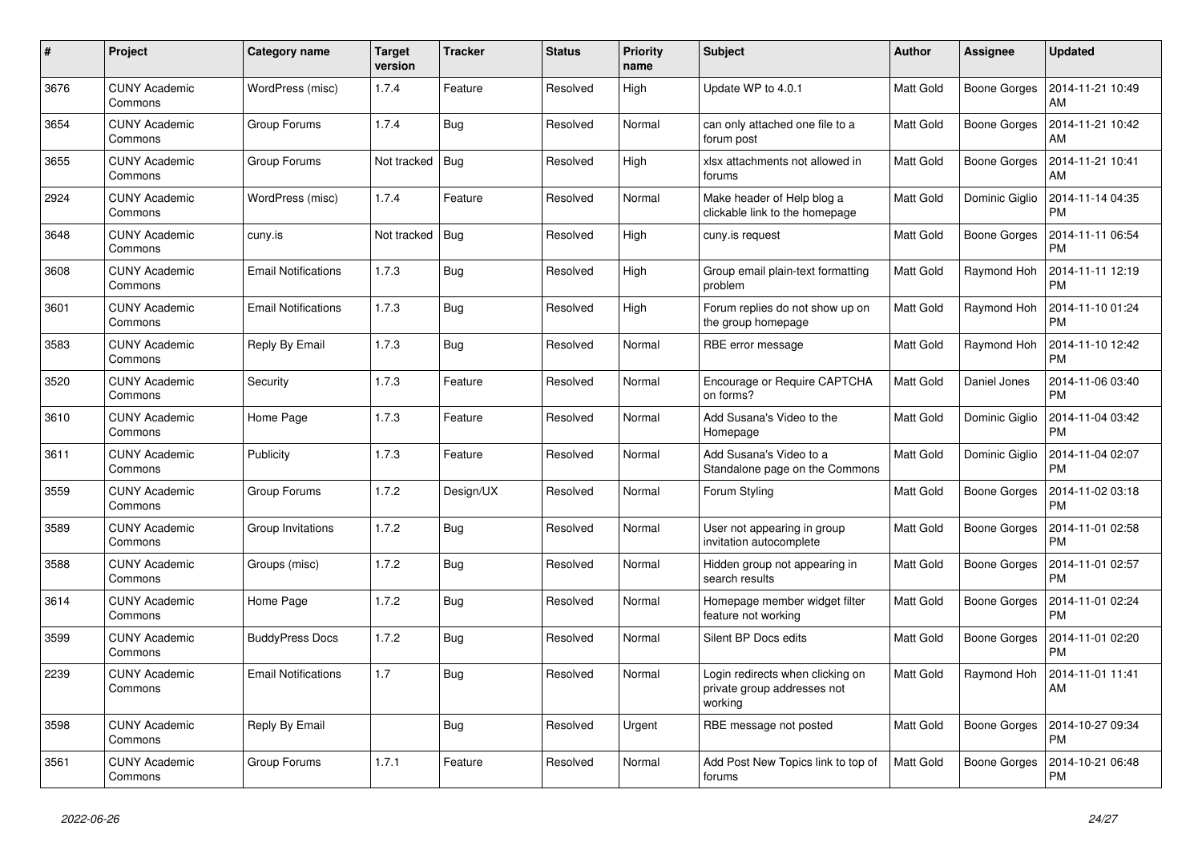| # | Project | Category name | Target version | Tracker | Status | Priority name | Subject | Author | Assignee | Updated |
|---|---|---|---|---|---|---|---|---|---|---|
| 3676 | CUNY Academic Commons | WordPress (misc) | 1.7.4 | Feature | Resolved | High | Update WP to 4.0.1 | Matt Gold | Boone Gorges | 2014-11-21 10:49 AM |
| 3654 | CUNY Academic Commons | Group Forums | 1.7.4 | Bug | Resolved | Normal | can only attached one file to a forum post | Matt Gold | Boone Gorges | 2014-11-21 10:42 AM |
| 3655 | CUNY Academic Commons | Group Forums | Not tracked | Bug | Resolved | High | xlsx attachments not allowed in forums | Matt Gold | Boone Gorges | 2014-11-21 10:41 AM |
| 2924 | CUNY Academic Commons | WordPress (misc) | 1.7.4 | Feature | Resolved | Normal | Make header of Help blog a clickable link to the homepage | Matt Gold | Dominic Giglio | 2014-11-14 04:35 PM |
| 3648 | CUNY Academic Commons | cuny.is | Not tracked | Bug | Resolved | High | cuny.is request | Matt Gold | Boone Gorges | 2014-11-11 06:54 PM |
| 3608 | CUNY Academic Commons | Email Notifications | 1.7.3 | Bug | Resolved | High | Group email plain-text formatting problem | Matt Gold | Raymond Hoh | 2014-11-11 12:19 PM |
| 3601 | CUNY Academic Commons | Email Notifications | 1.7.3 | Bug | Resolved | High | Forum replies do not show up on the group homepage | Matt Gold | Raymond Hoh | 2014-11-10 01:24 PM |
| 3583 | CUNY Academic Commons | Reply By Email | 1.7.3 | Bug | Resolved | Normal | RBE error message | Matt Gold | Raymond Hoh | 2014-11-10 12:42 PM |
| 3520 | CUNY Academic Commons | Security | 1.7.3 | Feature | Resolved | Normal | Encourage or Require CAPTCHA on forms? | Matt Gold | Daniel Jones | 2014-11-06 03:40 PM |
| 3610 | CUNY Academic Commons | Home Page | 1.7.3 | Feature | Resolved | Normal | Add Susana's Video to the Homepage | Matt Gold | Dominic Giglio | 2014-11-04 03:42 PM |
| 3611 | CUNY Academic Commons | Publicity | 1.7.3 | Feature | Resolved | Normal | Add Susana's Video to a Standalone page on the Commons | Matt Gold | Dominic Giglio | 2014-11-04 02:07 PM |
| 3559 | CUNY Academic Commons | Group Forums | 1.7.2 | Design/UX | Resolved | Normal | Forum Styling | Matt Gold | Boone Gorges | 2014-11-02 03:18 PM |
| 3589 | CUNY Academic Commons | Group Invitations | 1.7.2 | Bug | Resolved | Normal | User not appearing in group invitation autocomplete | Matt Gold | Boone Gorges | 2014-11-01 02:58 PM |
| 3588 | CUNY Academic Commons | Groups (misc) | 1.7.2 | Bug | Resolved | Normal | Hidden group not appearing in search results | Matt Gold | Boone Gorges | 2014-11-01 02:57 PM |
| 3614 | CUNY Academic Commons | Home Page | 1.7.2 | Bug | Resolved | Normal | Homepage member widget filter feature not working | Matt Gold | Boone Gorges | 2014-11-01 02:24 PM |
| 3599 | CUNY Academic Commons | BuddyPress Docs | 1.7.2 | Bug | Resolved | Normal | Silent BP Docs edits | Matt Gold | Boone Gorges | 2014-11-01 02:20 PM |
| 2239 | CUNY Academic Commons | Email Notifications | 1.7 | Bug | Resolved | Normal | Login redirects when clicking on private group addresses not working | Matt Gold | Raymond Hoh | 2014-11-01 11:41 AM |
| 3598 | CUNY Academic Commons | Reply By Email | | Bug | Resolved | Urgent | RBE message not posted | Matt Gold | Boone Gorges | 2014-10-27 09:34 PM |
| 3561 | CUNY Academic Commons | Group Forums | 1.7.1 | Feature | Resolved | Normal | Add Post New Topics link to top of forums | Matt Gold | Boone Gorges | 2014-10-21 06:48 PM |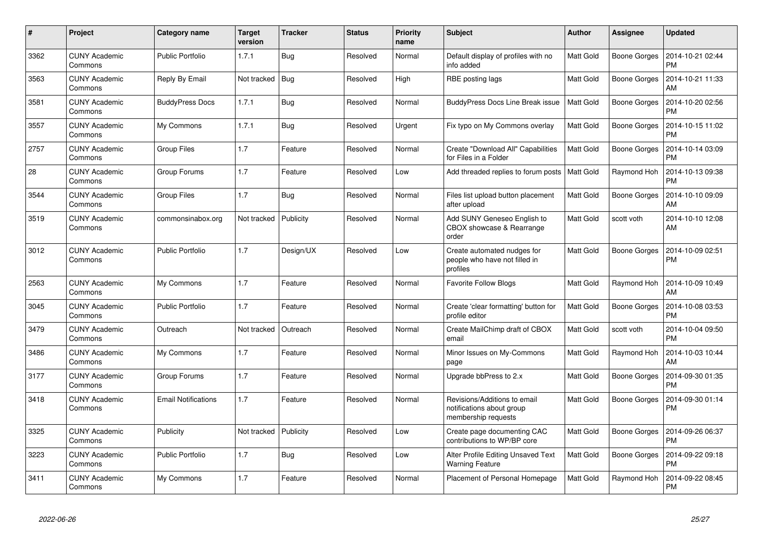| # | Project | Category name | Target version | Tracker | Status | Priority name | Subject | Author | Assignee | Updated |
|---|---|---|---|---|---|---|---|---|---|---|
| 3362 | CUNY Academic Commons | Public Portfolio | 1.7.1 | Bug | Resolved | Normal | Default display of profiles with no info added | Matt Gold | Boone Gorges | 2014-10-21 02:44 PM |
| 3563 | CUNY Academic Commons | Reply By Email | Not tracked | Bug | Resolved | High | RBE posting lags | Matt Gold | Boone Gorges | 2014-10-21 11:33 AM |
| 3581 | CUNY Academic Commons | BuddyPress Docs | 1.7.1 | Bug | Resolved | Normal | BuddyPress Docs Line Break issue | Matt Gold | Boone Gorges | 2014-10-20 02:56 PM |
| 3557 | CUNY Academic Commons | My Commons | 1.7.1 | Bug | Resolved | Urgent | Fix typo on My Commons overlay | Matt Gold | Boone Gorges | 2014-10-15 11:02 PM |
| 2757 | CUNY Academic Commons | Group Files | 1.7 | Feature | Resolved | Normal | Create "Download All" Capabilities for Files in a Folder | Matt Gold | Boone Gorges | 2014-10-14 03:09 PM |
| 28 | CUNY Academic Commons | Group Forums | 1.7 | Feature | Resolved | Low | Add threaded replies to forum posts | Matt Gold | Raymond Hoh | 2014-10-13 09:38 PM |
| 3544 | CUNY Academic Commons | Group Files | 1.7 | Bug | Resolved | Normal | Files list upload button placement after upload | Matt Gold | Boone Gorges | 2014-10-10 09:09 AM |
| 3519 | CUNY Academic Commons | commonsinabox.org | Not tracked | Publicity | Resolved | Normal | Add SUNY Geneseo English to CBOX showcase & Rearrange order | Matt Gold | scott voth | 2014-10-10 12:08 AM |
| 3012 | CUNY Academic Commons | Public Portfolio | 1.7 | Design/UX | Resolved | Low | Create automated nudges for people who have not filled in profiles | Matt Gold | Boone Gorges | 2014-10-09 02:51 PM |
| 2563 | CUNY Academic Commons | My Commons | 1.7 | Feature | Resolved | Normal | Favorite Follow Blogs | Matt Gold | Raymond Hoh | 2014-10-09 10:49 AM |
| 3045 | CUNY Academic Commons | Public Portfolio | 1.7 | Feature | Resolved | Normal | Create 'clear formatting' button for profile editor | Matt Gold | Boone Gorges | 2014-10-08 03:53 PM |
| 3479 | CUNY Academic Commons | Outreach | Not tracked | Outreach | Resolved | Normal | Create MailChimp draft of CBOX email | Matt Gold | scott voth | 2014-10-04 09:50 PM |
| 3486 | CUNY Academic Commons | My Commons | 1.7 | Feature | Resolved | Normal | Minor Issues on My-Commons page | Matt Gold | Raymond Hoh | 2014-10-03 10:44 AM |
| 3177 | CUNY Academic Commons | Group Forums | 1.7 | Feature | Resolved | Normal | Upgrade bbPress to 2.x | Matt Gold | Boone Gorges | 2014-09-30 01:35 PM |
| 3418 | CUNY Academic Commons | Email Notifications | 1.7 | Feature | Resolved | Normal | Revisions/Additions to email notifications about group membership requests | Matt Gold | Boone Gorges | 2014-09-30 01:14 PM |
| 3325 | CUNY Academic Commons | Publicity | Not tracked | Publicity | Resolved | Low | Create page documenting CAC contributions to WP/BP core | Matt Gold | Boone Gorges | 2014-09-26 06:37 PM |
| 3223 | CUNY Academic Commons | Public Portfolio | 1.7 | Bug | Resolved | Low | Alter Profile Editing Unsaved Text Warning Feature | Matt Gold | Boone Gorges | 2014-09-22 09:18 PM |
| 3411 | CUNY Academic Commons | My Commons | 1.7 | Feature | Resolved | Normal | Placement of Personal Homepage | Matt Gold | Raymond Hoh | 2014-09-22 08:45 PM |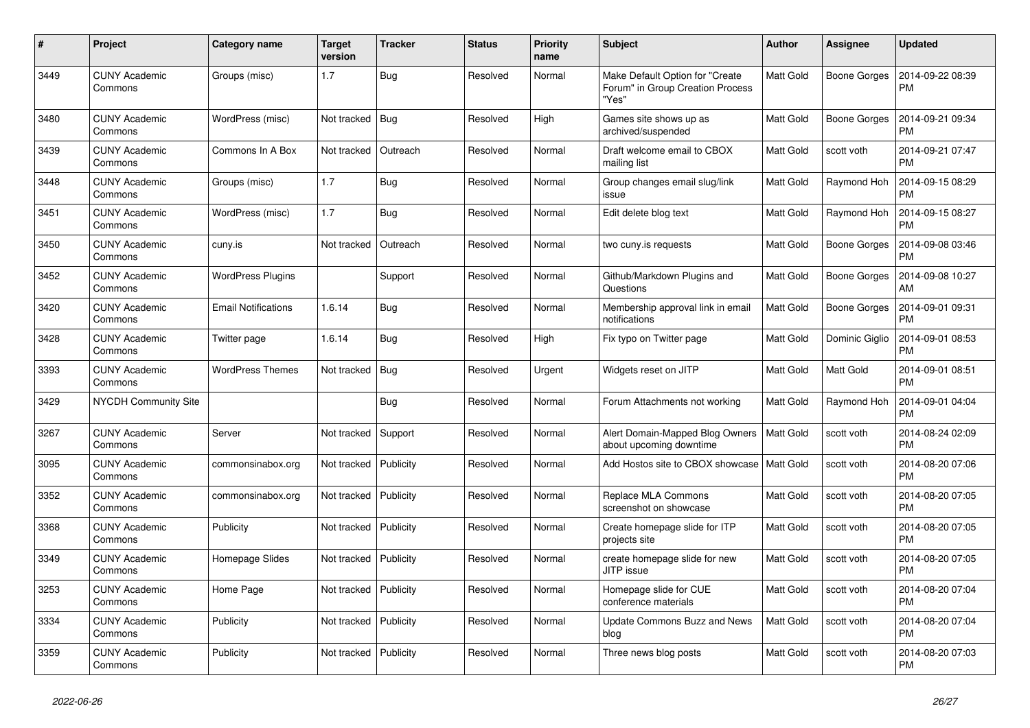| # | Project | Category name | Target version | Tracker | Status | Priority name | Subject | Author | Assignee | Updated |
|---|---|---|---|---|---|---|---|---|---|---|
| 3449 | CUNY Academic Commons | Groups (misc) | 1.7 | Bug | Resolved | Normal | Make Default Option for "Create Forum" in Group Creation Process "Yes" | Matt Gold | Boone Gorges | 2014-09-22 08:39 PM |
| 3480 | CUNY Academic Commons | WordPress (misc) | Not tracked | Bug | Resolved | High | Games site shows up as archived/suspended | Matt Gold | Boone Gorges | 2014-09-21 09:34 PM |
| 3439 | CUNY Academic Commons | Commons In A Box | Not tracked | Outreach | Resolved | Normal | Draft welcome email to CBOX mailing list | Matt Gold | scott voth | 2014-09-21 07:47 PM |
| 3448 | CUNY Academic Commons | Groups (misc) | 1.7 | Bug | Resolved | Normal | Group changes email slug/link issue | Matt Gold | Raymond Hoh | 2014-09-15 08:29 PM |
| 3451 | CUNY Academic Commons | WordPress (misc) | 1.7 | Bug | Resolved | Normal | Edit delete blog text | Matt Gold | Raymond Hoh | 2014-09-15 08:27 PM |
| 3450 | CUNY Academic Commons | cuny.is | Not tracked | Outreach | Resolved | Normal | two cuny.is requests | Matt Gold | Boone Gorges | 2014-09-08 03:46 PM |
| 3452 | CUNY Academic Commons | WordPress Plugins | | Support | Resolved | Normal | Github/Markdown Plugins and Questions | Matt Gold | Boone Gorges | 2014-09-08 10:27 AM |
| 3420 | CUNY Academic Commons | Email Notifications | 1.6.14 | Bug | Resolved | Normal | Membership approval link in email notifications | Matt Gold | Boone Gorges | 2014-09-01 09:31 PM |
| 3428 | CUNY Academic Commons | Twitter page | 1.6.14 | Bug | Resolved | High | Fix typo on Twitter page | Matt Gold | Dominic Giglio | 2014-09-01 08:53 PM |
| 3393 | CUNY Academic Commons | WordPress Themes | Not tracked | Bug | Resolved | Urgent | Widgets reset on JITP | Matt Gold | Matt Gold | 2014-09-01 08:51 PM |
| 3429 | NYCDH Community Site | | | Bug | Resolved | Normal | Forum Attachments not working | Matt Gold | Raymond Hoh | 2014-09-01 04:04 PM |
| 3267 | CUNY Academic Commons | Server | Not tracked | Support | Resolved | Normal | Alert Domain-Mapped Blog Owners about upcoming downtime | Matt Gold | scott voth | 2014-08-24 02:09 PM |
| 3095 | CUNY Academic Commons | commonsinabox.org | Not tracked | Publicity | Resolved | Normal | Add Hostos site to CBOX showcase | Matt Gold | scott voth | 2014-08-20 07:06 PM |
| 3352 | CUNY Academic Commons | commonsinabox.org | Not tracked | Publicity | Resolved | Normal | Replace MLA Commons screenshot on showcase | Matt Gold | scott voth | 2014-08-20 07:05 PM |
| 3368 | CUNY Academic Commons | Publicity | Not tracked | Publicity | Resolved | Normal | Create homepage slide for ITP projects site | Matt Gold | scott voth | 2014-08-20 07:05 PM |
| 3349 | CUNY Academic Commons | Homepage Slides | Not tracked | Publicity | Resolved | Normal | create homepage slide for new JITP issue | Matt Gold | scott voth | 2014-08-20 07:05 PM |
| 3253 | CUNY Academic Commons | Home Page | Not tracked | Publicity | Resolved | Normal | Homepage slide for CUE conference materials | Matt Gold | scott voth | 2014-08-20 07:04 PM |
| 3334 | CUNY Academic Commons | Publicity | Not tracked | Publicity | Resolved | Normal | Update Commons Buzz and News blog | Matt Gold | scott voth | 2014-08-20 07:04 PM |
| 3359 | CUNY Academic Commons | Publicity | Not tracked | Publicity | Resolved | Normal | Three news blog posts | Matt Gold | scott voth | 2014-08-20 07:03 PM |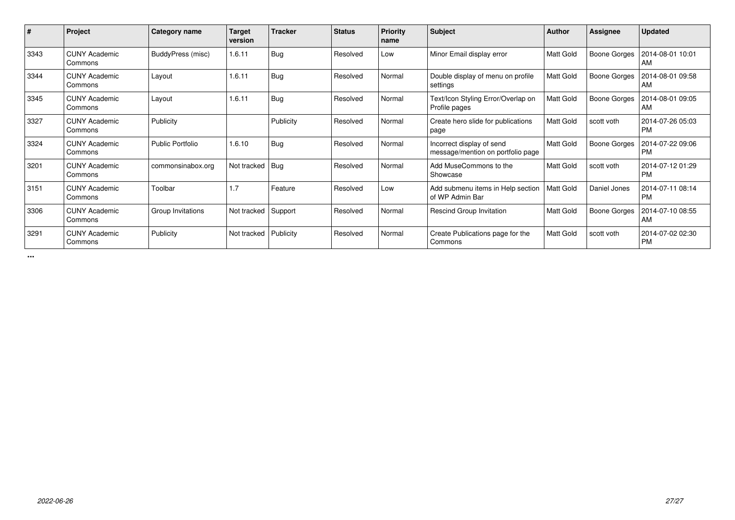| # | Project | Category name | Target version | Tracker | Status | Priority name | Subject | Author | Assignee | Updated |
|---|---|---|---|---|---|---|---|---|---|---|
| 3343 | CUNY Academic Commons | BuddyPress (misc) | 1.6.11 | Bug | Resolved | Low | Minor Email display error | Matt Gold | Boone Gorges | 2014-08-01 10:01 AM |
| 3344 | CUNY Academic Commons | Layout | 1.6.11 | Bug | Resolved | Normal | Double display of menu on profile settings | Matt Gold | Boone Gorges | 2014-08-01 09:58 AM |
| 3345 | CUNY Academic Commons | Layout | 1.6.11 | Bug | Resolved | Normal | Text/Icon Styling Error/Overlap on Profile pages | Matt Gold | Boone Gorges | 2014-08-01 09:05 AM |
| 3327 | CUNY Academic Commons | Publicity | | Publicity | Resolved | Normal | Create hero slide for publications page | Matt Gold | scott voth | 2014-07-26 05:03 PM |
| 3324 | CUNY Academic Commons | Public Portfolio | 1.6.10 | Bug | Resolved | Normal | Incorrect display of send message/mention on portfolio page | Matt Gold | Boone Gorges | 2014-07-22 09:06 PM |
| 3201 | CUNY Academic Commons | commonsinabox.org | Not tracked | Bug | Resolved | Normal | Add MuseCommons to the Showcase | Matt Gold | scott voth | 2014-07-12 01:29 PM |
| 3151 | CUNY Academic Commons | Toolbar | 1.7 | Feature | Resolved | Low | Add submenu items in Help section of WP Admin Bar | Matt Gold | Daniel Jones | 2014-07-11 08:14 PM |
| 3306 | CUNY Academic Commons | Group Invitations | Not tracked | Support | Resolved | Normal | Rescind Group Invitation | Matt Gold | Boone Gorges | 2014-07-10 08:55 AM |
| 3291 | CUNY Academic Commons | Publicity | Not tracked | Publicity | Resolved | Normal | Create Publications page for the Commons | Matt Gold | scott voth | 2014-07-02 02:30 PM |

...